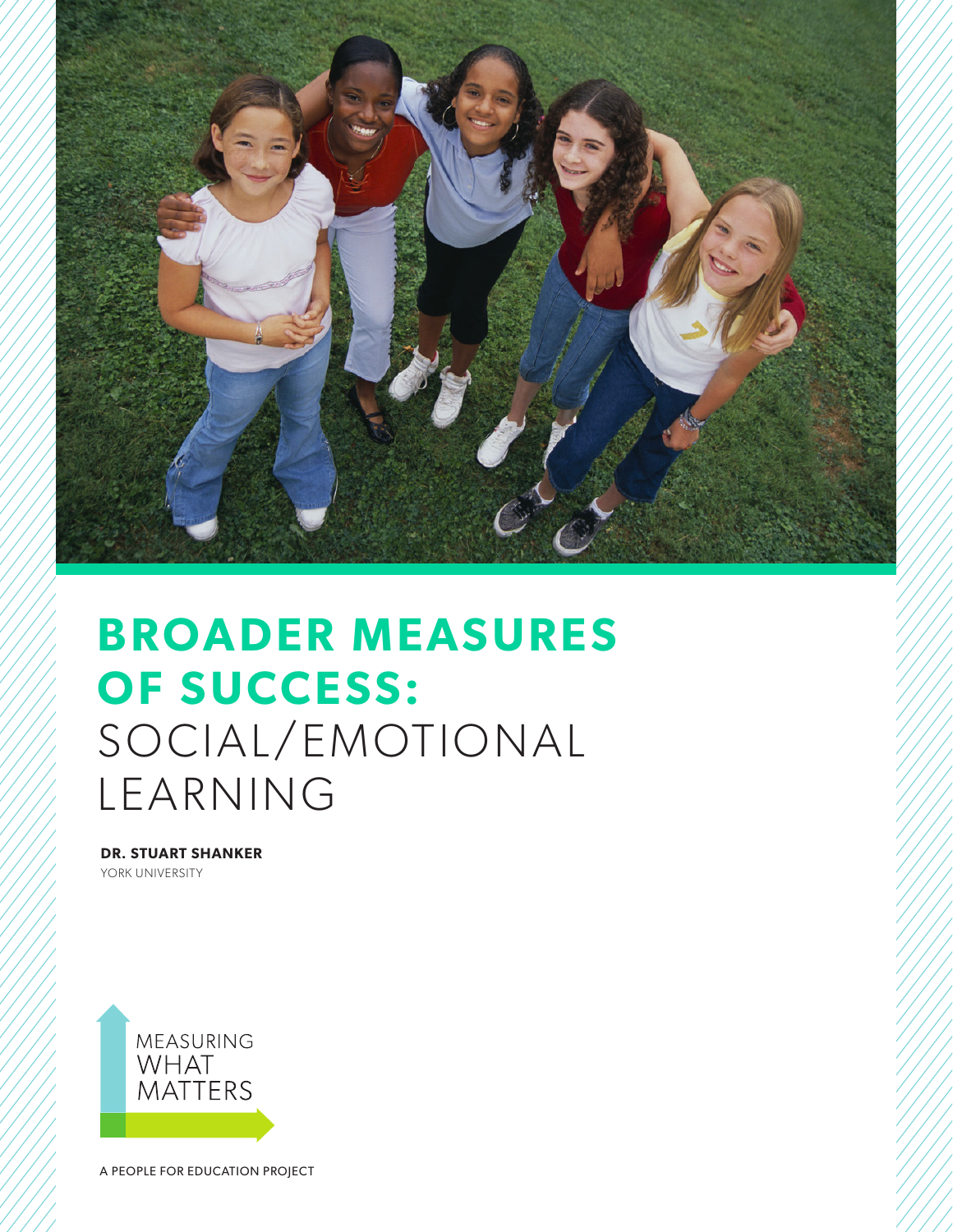# BROADER MEASURES OF SUCCESS: SOCIAL/EMOTIONAL LEARNING

**DR. STUART SHANKER**
YORK UNIVERSITY

MEASURING WHAT MATTERS

A PEOPLE FOR EDUCATION PROJECT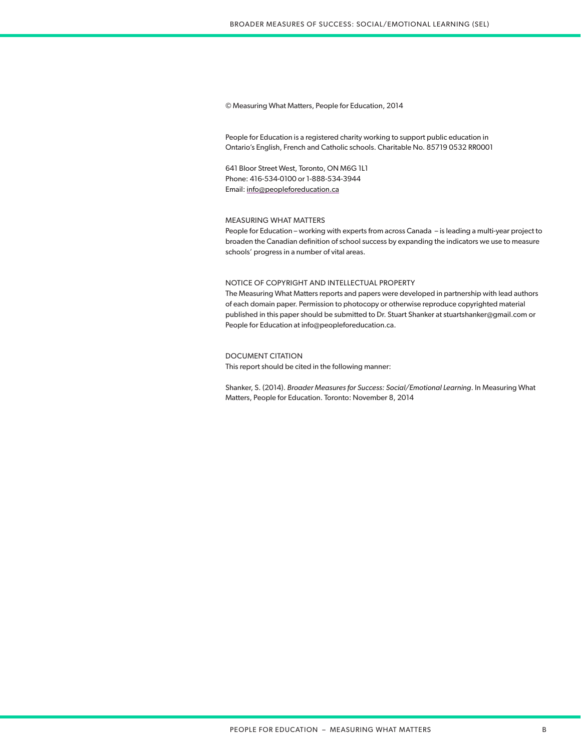© Measuring What Matters, People for Education, 2014

People for Education is a registered charity working to support public education in Ontario's English, French and Catholic schools. Charitable No. 85719 0532 RR0001

641 Bloor Street West, Toronto, ON M6G 1L1
Phone: 416-534-0100 or 1-888-534-3944
Email: info@peopleforeducation.ca

MEASURING WHAT MATTERS
People for Education – working with experts from across Canada – is leading a multi-year project to broaden the Canadian definition of school success by expanding the indicators we use to measure schools' progress in a number of vital areas.

NOTICE OF COPYRIGHT AND INTELLECTUAL PROPERTY
The Measuring What Matters reports and papers were developed in partnership with lead authors of each domain paper. Permission to photocopy or otherwise reproduce copyrighted material published in this paper should be submitted to Dr. Stuart Shanker at stuartshanker@gmail.com or People for Education at info@peopleforeducation.ca.

DOCUMENT CITATION
This report should be cited in the following manner:

Shanker, S. (2014). *Broader Measures for Success: Social/Emotional Learning*. In Measuring What Matters, People for Education. Toronto: November 8, 2014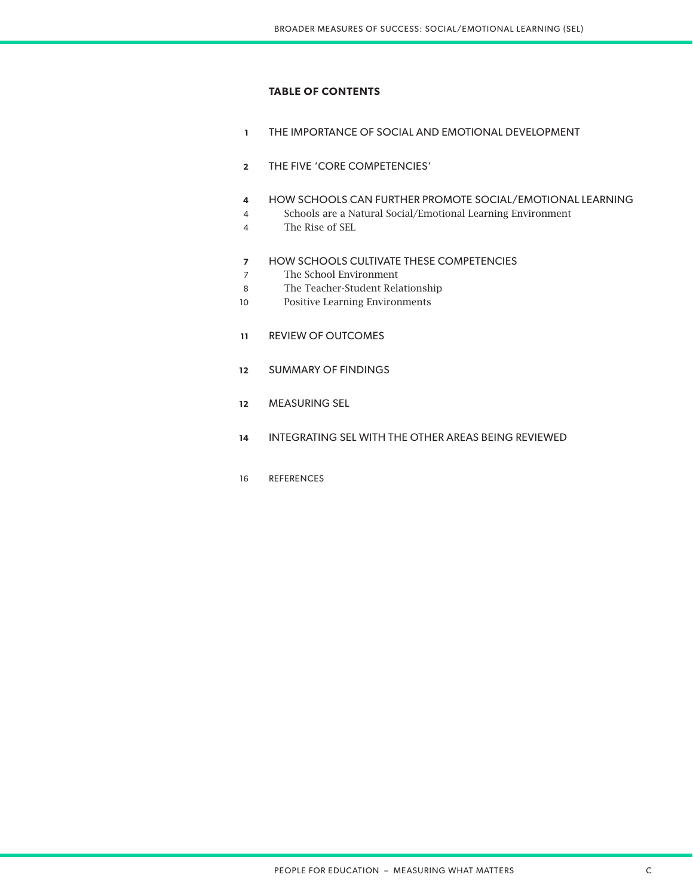## TABLE OF CONTENTS

**1** THE IMPORTANCE OF SOCIAL AND EMOTIONAL DEVELOPMENT

**2** THE FIVE 'CORE COMPETENCIES'

**4** HOW SCHOOLS CAN FURTHER PROMOTE SOCIAL/EMOTIONAL LEARNING

4 Schools are a Natural Social/Emotional Learning Environment

4 The Rise of SEL

**7** HOW SCHOOLS CULTIVATE THESE COMPETENCIES

7 The School Environment

8 The Teacher-Student Relationship

10 Positive Learning Environments

**11** REVIEW OF OUTCOMES

**12** SUMMARY OF FINDINGS

**12** MEASURING SEL

**14** INTEGRATING SEL WITH THE OTHER AREAS BEING REVIEWED

16 REFERENCES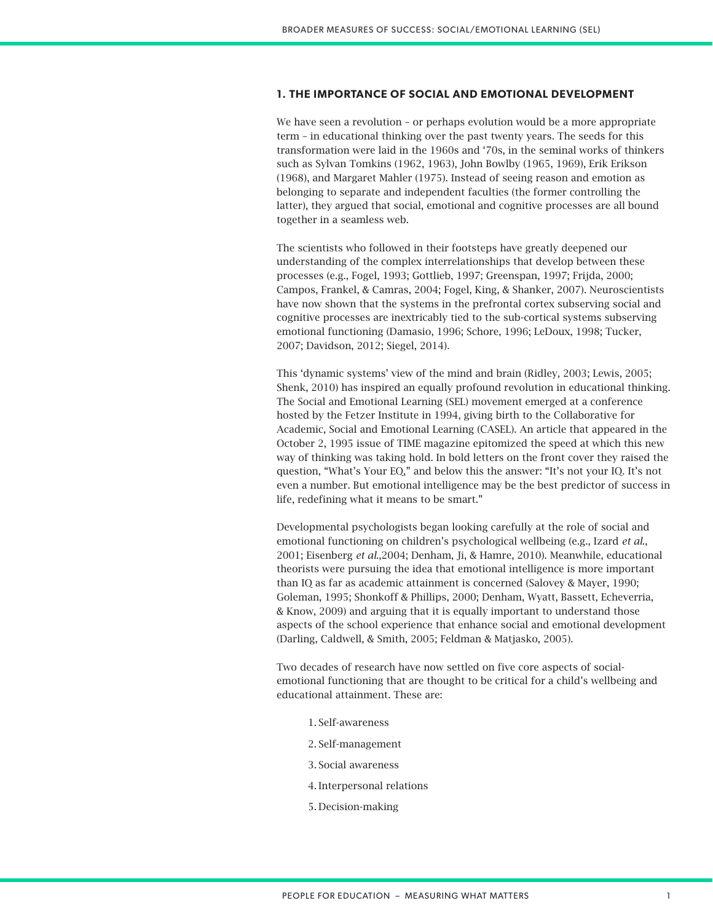## 1. THE IMPORTANCE OF SOCIAL AND EMOTIONAL DEVELOPMENT

We have seen a revolution – or perhaps evolution would be a more appropriate term – in educational thinking over the past twenty years. The seeds for this transformation were laid in the 1960s and '70s, in the seminal works of thinkers such as Sylvan Tomkins (1962, 1963), John Bowlby (1965, 1969), Erik Erikson (1968), and Margaret Mahler (1975). Instead of seeing reason and emotion as belonging to separate and independent faculties (the former controlling the latter), they argued that social, emotional and cognitive processes are all bound together in a seamless web.

The scientists who followed in their footsteps have greatly deepened our understanding of the complex interrelationships that develop between these processes (e.g., Fogel, 1993; Gottlieb, 1997; Greenspan, 1997; Frijda, 2000; Campos, Frankel, & Camras, 2004; Fogel, King, & Shanker, 2007). Neuroscientists have now shown that the systems in the prefrontal cortex subserving social and cognitive processes are inextricably tied to the sub-cortical systems subserving emotional functioning (Damasio, 1996; Schore, 1996; LeDoux, 1998; Tucker, 2007; Davidson, 2012; Siegel, 2014).

This 'dynamic systems' view of the mind and brain (Ridley, 2003; Lewis, 2005; Shenk, 2010) has inspired an equally profound revolution in educational thinking. The Social and Emotional Learning (SEL) movement emerged at a conference hosted by the Fetzer Institute in 1994, giving birth to the Collaborative for Academic, Social and Emotional Learning (CASEL). An article that appeared in the October 2, 1995 issue of TIME magazine epitomized the speed at which this new way of thinking was taking hold. In bold letters on the front cover they raised the question, "What's Your EQ," and below this the answer: "It's not your IQ. It's not even a number. But emotional intelligence may be the best predictor of success in life, redefining what it means to be smart."

Developmental psychologists began looking carefully at the role of social and emotional functioning on children's psychological wellbeing (e.g., Izard *et al.*, 2001; Eisenberg *et al.*,2004; Denham, Ji, & Hamre, 2010). Meanwhile, educational theorists were pursuing the idea that emotional intelligence is more important than IQ as far as academic attainment is concerned (Salovey & Mayer, 1990; Goleman, 1995; Shonkoff & Phillips, 2000; Denham, Wyatt, Bassett, Echeverria, & Know, 2009) and arguing that it is equally important to understand those aspects of the school experience that enhance social and emotional development (Darling, Caldwell, & Smith, 2005; Feldman & Matjasko, 2005).

Two decades of research have now settled on five core aspects of social-emotional functioning that are thought to be critical for a child's wellbeing and educational attainment. These are:

1. Self-awareness
2. Self-management
3. Social awareness
4. Interpersonal relations
5. Decision-making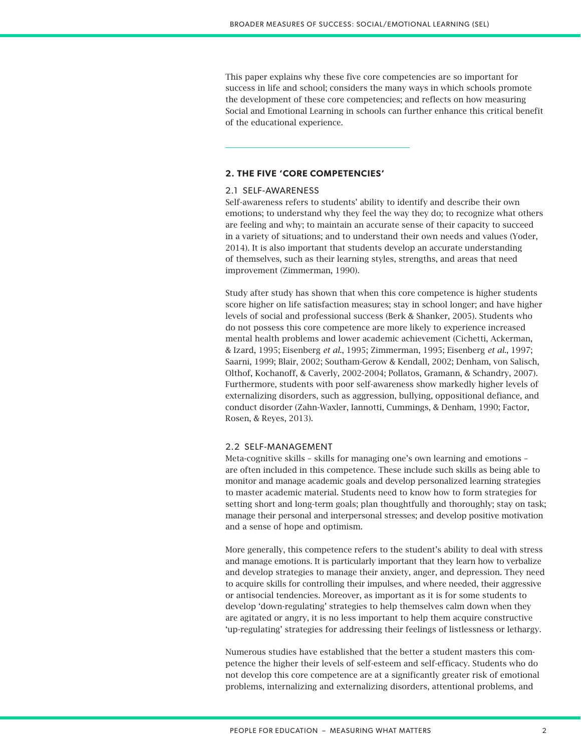This paper explains why these five core competencies are so important for success in life and school; considers the many ways in which schools promote the development of these core competencies; and reflects on how measuring Social and Emotional Learning in schools can further enhance this critical benefit of the educational experience.

---

## 2. THE FIVE 'CORE COMPETENCIES'

### 2.1 SELF-AWARENESS

Self-awareness refers to students' ability to identify and describe their own emotions; to understand why they feel the way they do; to recognize what others are feeling and why; to maintain an accurate sense of their capacity to succeed in a variety of situations; and to understand their own needs and values (Yoder, 2014). It is also important that students develop an accurate understanding of themselves, such as their learning styles, strengths, and areas that need improvement (Zimmerman, 1990).

Study after study has shown that when this core competence is higher students score higher on life satisfaction measures; stay in school longer; and have higher levels of social and professional success (Berk & Shanker, 2005). Students who do not possess this core competence are more likely to experience increased mental health problems and lower academic achievement (Cichetti, Ackerman, & Izard, 1995; Eisenberg *et al.*, 1995; Zimmerman, 1995; Eisenberg *et al.*, 1997; Saarni, 1999; Blair, 2002; Southam-Gerow & Kendall, 2002; Denham, von Salisch, Olthof, Kochanoff, & Caverly, 2002-2004; Pollatos, Gramann, & Schandry, 2007). Furthermore, students with poor self-awareness show markedly higher levels of externalizing disorders, such as aggression, bullying, oppositional defiance, and conduct disorder (Zahn-Waxler, Iannotti, Cummings, & Denham, 1990; Factor, Rosen, & Reyes, 2013).

### 2.2 SELF-MANAGEMENT

Meta-cognitive skills – skills for managing one's own learning and emotions – are often included in this competence. These include such skills as being able to monitor and manage academic goals and develop personalized learning strategies to master academic material. Students need to know how to form strategies for setting short and long-term goals; plan thoughtfully and thoroughly; stay on task; manage their personal and interpersonal stresses; and develop positive motivation and a sense of hope and optimism.

More generally, this competence refers to the student's ability to deal with stress and manage emotions. It is particularly important that they learn how to verbalize and develop strategies to manage their anxiety, anger, and depression. They need to acquire skills for controlling their impulses, and where needed, their aggressive or antisocial tendencies. Moreover, as important as it is for some students to develop 'down-regulating' strategies to help themselves calm down when they are agitated or angry, it is no less important to help them acquire constructive 'up-regulating' strategies for addressing their feelings of listlessness or lethargy.

Numerous studies have established that the better a student masters this competence the higher their levels of self-esteem and self-efficacy. Students who do not develop this core competence are at a significantly greater risk of emotional problems, internalizing and externalizing disorders, attentional problems, and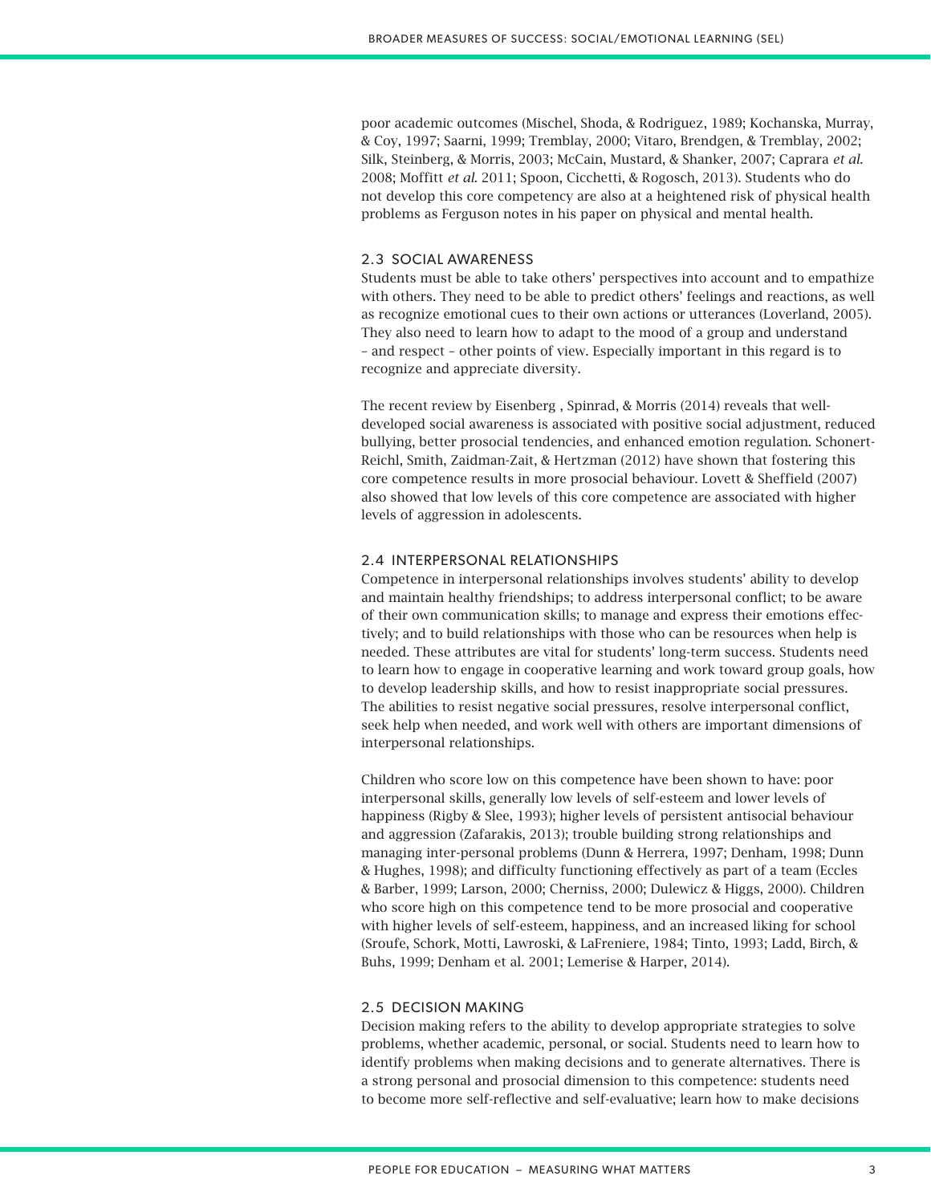poor academic outcomes (Mischel, Shoda, & Rodriguez, 1989; Kochanska, Murray, & Coy, 1997; Saarni, 1999; Tremblay, 2000; Vitaro, Brendgen, & Tremblay, 2002; Silk, Steinberg, & Morris, 2003; McCain, Mustard, & Shanker, 2007; Caprara *et al.* 2008; Moffitt *et al.* 2011; Spoon, Cicchetti, & Rogosch, 2013). Students who do not develop this core competency are also at a heightened risk of physical health problems as Ferguson notes in his paper on physical and mental health.

## 2.3 SOCIAL AWARENESS

Students must be able to take others' perspectives into account and to empathize with others. They need to be able to predict others' feelings and reactions, as well as recognize emotional cues to their own actions or utterances (Loverland, 2005). They also need to learn how to adapt to the mood of a group and understand – and respect – other points of view. Especially important in this regard is to recognize and appreciate diversity.

The recent review by Eisenberg , Spinrad, & Morris (2014) reveals that well-developed social awareness is associated with positive social adjustment, reduced bullying, better prosocial tendencies, and enhanced emotion regulation. Schonert-Reichl, Smith, Zaidman-Zait, & Hertzman (2012) have shown that fostering this core competence results in more prosocial behaviour. Lovett & Sheffield (2007) also showed that low levels of this core competence are associated with higher levels of aggression in adolescents.

## 2.4 INTERPERSONAL RELATIONSHIPS

Competence in interpersonal relationships involves students' ability to develop and maintain healthy friendships; to address interpersonal conflict; to be aware of their own communication skills; to manage and express their emotions effectively; and to build relationships with those who can be resources when help is needed. These attributes are vital for students' long-term success. Students need to learn how to engage in cooperative learning and work toward group goals, how to develop leadership skills, and how to resist inappropriate social pressures. The abilities to resist negative social pressures, resolve interpersonal conflict, seek help when needed, and work well with others are important dimensions of interpersonal relationships.

Children who score low on this competence have been shown to have: poor interpersonal skills, generally low levels of self-esteem and lower levels of happiness (Rigby & Slee, 1993); higher levels of persistent antisocial behaviour and aggression (Zafarakis, 2013); trouble building strong relationships and managing inter-personal problems (Dunn & Herrera, 1997; Denham, 1998; Dunn & Hughes, 1998); and difficulty functioning effectively as part of a team (Eccles & Barber, 1999; Larson, 2000; Cherniss, 2000; Dulewicz & Higgs, 2000). Children who score high on this competence tend to be more prosocial and cooperative with higher levels of self-esteem, happiness, and an increased liking for school (Sroufe, Schork, Motti, Lawroski, & LaFreniere, 1984; Tinto, 1993; Ladd, Birch, & Buhs, 1999; Denham et al. 2001; Lemerise & Harper, 2014).

## 2.5 DECISION MAKING

Decision making refers to the ability to develop appropriate strategies to solve problems, whether academic, personal, or social. Students need to learn how to identify problems when making decisions and to generate alternatives. There is a strong personal and prosocial dimension to this competence: students need to become more self-reflective and self-evaluative; learn how to make decisions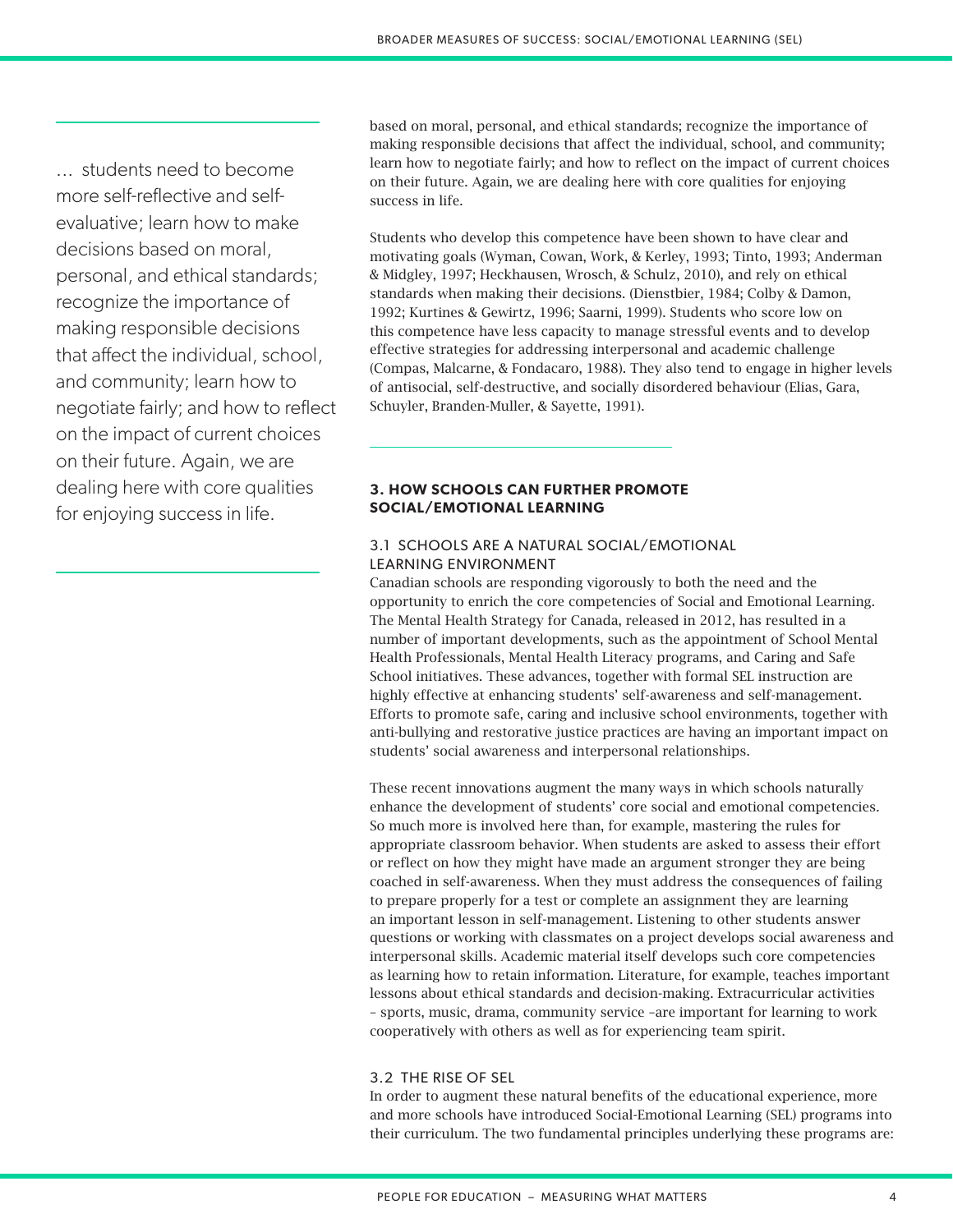… students need to become more self-reflective and self-evaluative; learn how to make decisions based on moral, personal, and ethical standards; recognize the importance of making responsible decisions that affect the individual, school, and community; learn how to negotiate fairly; and how to reflect on the impact of current choices on their future. Again, we are dealing here with core qualities for enjoying success in life.

based on moral, personal, and ethical standards; recognize the importance of making responsible decisions that affect the individual, school, and community; learn how to negotiate fairly; and how to reflect on the impact of current choices on their future. Again, we are dealing here with core qualities for enjoying success in life.

Students who develop this competence have been shown to have clear and motivating goals (Wyman, Cowan, Work, & Kerley, 1993; Tinto, 1993; Anderman & Midgley, 1997; Heckhausen, Wrosch, & Schulz, 2010), and rely on ethical standards when making their decisions. (Dienstbier, 1984; Colby & Damon, 1992; Kurtines & Gewirtz, 1996; Saarni, 1999). Students who score low on this competence have less capacity to manage stressful events and to develop effective strategies for addressing interpersonal and academic challenge (Compas, Malcarne, & Fondacaro, 1988). They also tend to engage in higher levels of antisocial, self-destructive, and socially disordered behaviour (Elias, Gara, Schuyler, Branden-Muller, & Sayette, 1991).

## 3. HOW SCHOOLS CAN FURTHER PROMOTE SOCIAL/EMOTIONAL LEARNING

### 3.1 SCHOOLS ARE A NATURAL SOCIAL/EMOTIONAL LEARNING ENVIRONMENT

Canadian schools are responding vigorously to both the need and the opportunity to enrich the core competencies of Social and Emotional Learning. The Mental Health Strategy for Canada, released in 2012, has resulted in a number of important developments, such as the appointment of School Mental Health Professionals, Mental Health Literacy programs, and Caring and Safe School initiatives. These advances, together with formal SEL instruction are highly effective at enhancing students' self-awareness and self-management. Efforts to promote safe, caring and inclusive school environments, together with anti-bullying and restorative justice practices are having an important impact on students' social awareness and interpersonal relationships.

These recent innovations augment the many ways in which schools naturally enhance the development of students' core social and emotional competencies. So much more is involved here than, for example, mastering the rules for appropriate classroom behavior. When students are asked to assess their effort or reflect on how they might have made an argument stronger they are being coached in self-awareness. When they must address the consequences of failing to prepare properly for a test or complete an assignment they are learning an important lesson in self-management. Listening to other students answer questions or working with classmates on a project develops social awareness and interpersonal skills. Academic material itself develops such core competencies as learning how to retain information. Literature, for example, teaches important lessons about ethical standards and decision-making. Extracurricular activities – sports, music, drama, community service –are important for learning to work cooperatively with others as well as for experiencing team spirit.

### 3.2 THE RISE OF SEL

In order to augment these natural benefits of the educational experience, more and more schools have introduced Social-Emotional Learning (SEL) programs into their curriculum. The two fundamental principles underlying these programs are: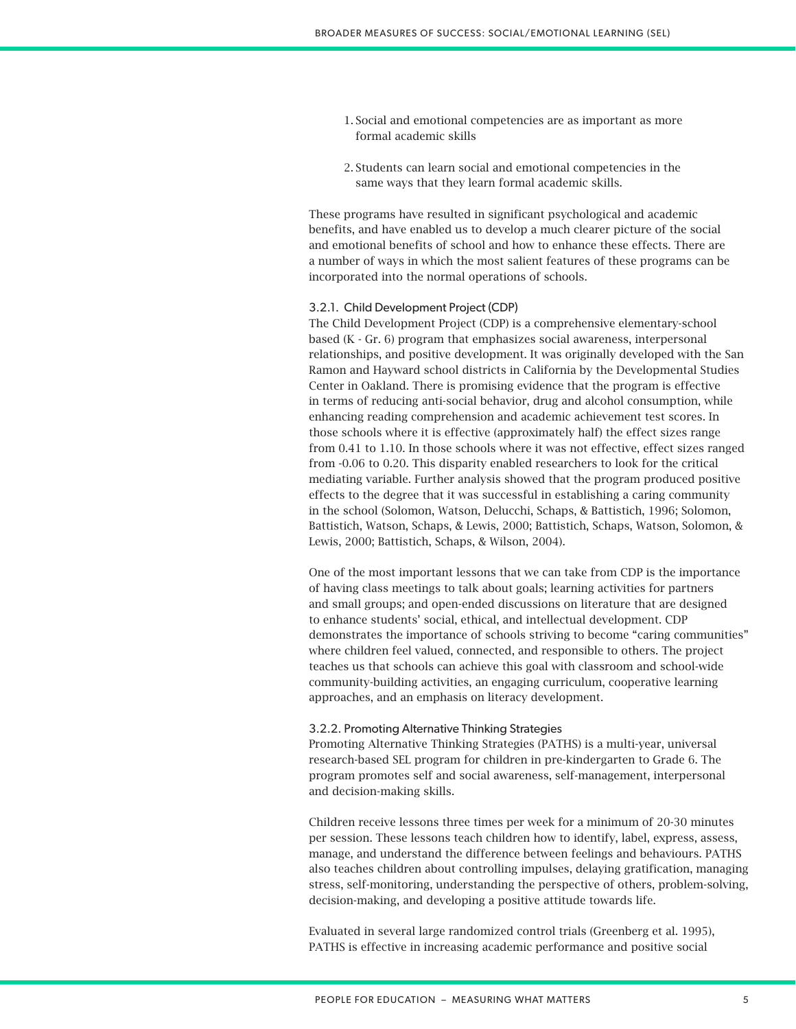1. Social and emotional competencies are as important as more formal academic skills

2. Students can learn social and emotional competencies in the same ways that they learn formal academic skills.

These programs have resulted in significant psychological and academic benefits, and have enabled us to develop a much clearer picture of the social and emotional benefits of school and how to enhance these effects. There are a number of ways in which the most salient features of these programs can be incorporated into the normal operations of schools.

### 3.2.1. Child Development Project (CDP)

The Child Development Project (CDP) is a comprehensive elementary-school based (K - Gr. 6) program that emphasizes social awareness, interpersonal relationships, and positive development. It was originally developed with the San Ramon and Hayward school districts in California by the Developmental Studies Center in Oakland. There is promising evidence that the program is effective in terms of reducing anti-social behavior, drug and alcohol consumption, while enhancing reading comprehension and academic achievement test scores. In those schools where it is effective (approximately half) the effect sizes range from 0.41 to 1.10. In those schools where it was not effective, effect sizes ranged from -0.06 to 0.20. This disparity enabled researchers to look for the critical mediating variable. Further analysis showed that the program produced positive effects to the degree that it was successful in establishing a caring community in the school (Solomon, Watson, Delucchi, Schaps, & Battistich, 1996; Solomon, Battistich, Watson, Schaps, & Lewis, 2000; Battistich, Schaps, Watson, Solomon, & Lewis, 2000; Battistich, Schaps, & Wilson, 2004).

One of the most important lessons that we can take from CDP is the importance of having class meetings to talk about goals; learning activities for partners and small groups; and open-ended discussions on literature that are designed to enhance students' social, ethical, and intellectual development. CDP demonstrates the importance of schools striving to become "caring communities" where children feel valued, connected, and responsible to others. The project teaches us that schools can achieve this goal with classroom and school-wide community-building activities, an engaging curriculum, cooperative learning approaches, and an emphasis on literacy development.

### 3.2.2. Promoting Alternative Thinking Strategies

Promoting Alternative Thinking Strategies (PATHS) is a multi-year, universal research-based SEL program for children in pre-kindergarten to Grade 6. The program promotes self and social awareness, self-management, interpersonal and decision-making skills.

Children receive lessons three times per week for a minimum of 20-30 minutes per session. These lessons teach children how to identify, label, express, assess, manage, and understand the difference between feelings and behaviours. PATHS also teaches children about controlling impulses, delaying gratification, managing stress, self-monitoring, understanding the perspective of others, problem-solving, decision-making, and developing a positive attitude towards life.

Evaluated in several large randomized control trials (Greenberg et al. 1995), PATHS is effective in increasing academic performance and positive social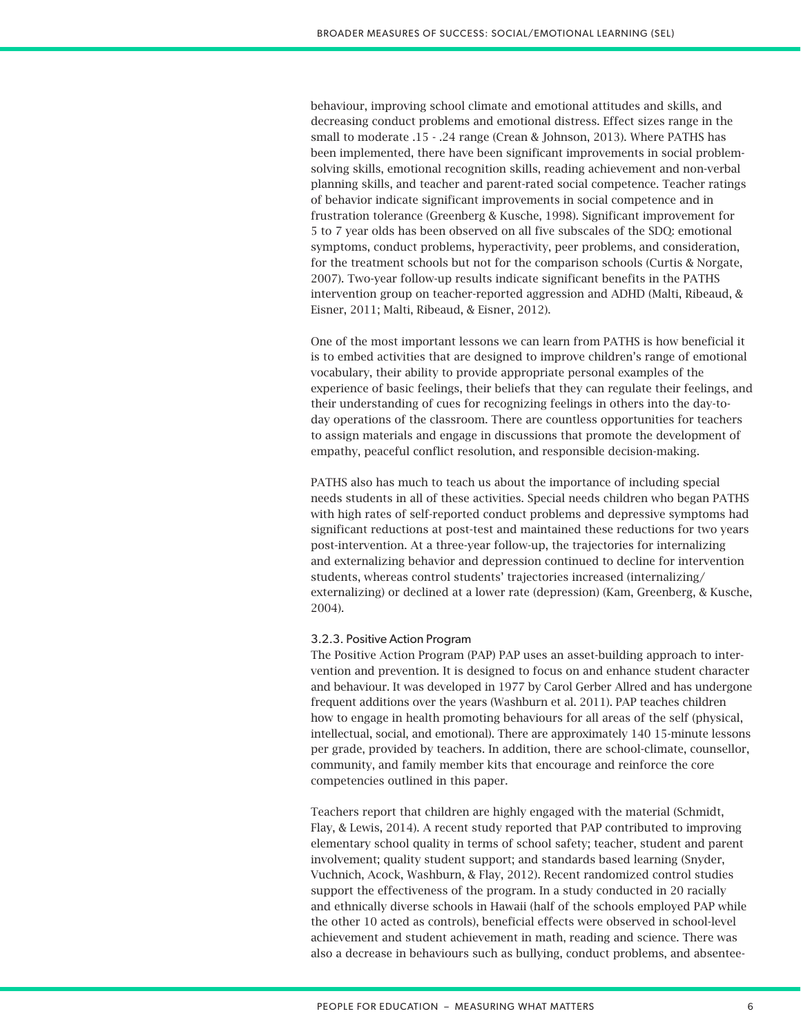behaviour, improving school climate and emotional attitudes and skills, and decreasing conduct problems and emotional distress. Effect sizes range in the small to moderate .15 - .24 range (Crean & Johnson, 2013). Where PATHS has been implemented, there have been significant improvements in social problem-solving skills, emotional recognition skills, reading achievement and non-verbal planning skills, and teacher and parent-rated social competence. Teacher ratings of behavior indicate significant improvements in social competence and in frustration tolerance (Greenberg & Kusche, 1998). Significant improvement for 5 to 7 year olds has been observed on all five subscales of the SDQ: emotional symptoms, conduct problems, hyperactivity, peer problems, and consideration, for the treatment schools but not for the comparison schools (Curtis & Norgate, 2007). Two-year follow-up results indicate significant benefits in the PATHS intervention group on teacher-reported aggression and ADHD (Malti, Ribeaud, & Eisner, 2011; Malti, Ribeaud, & Eisner, 2012).

One of the most important lessons we can learn from PATHS is how beneficial it is to embed activities that are designed to improve children's range of emotional vocabulary, their ability to provide appropriate personal examples of the experience of basic feelings, their beliefs that they can regulate their feelings, and their understanding of cues for recognizing feelings in others into the day-to-day operations of the classroom. There are countless opportunities for teachers to assign materials and engage in discussions that promote the development of empathy, peaceful conflict resolution, and responsible decision-making.

PATHS also has much to teach us about the importance of including special needs students in all of these activities. Special needs children who began PATHS with high rates of self-reported conduct problems and depressive symptoms had significant reductions at post-test and maintained these reductions for two years post-intervention. At a three-year follow-up, the trajectories for internalizing and externalizing behavior and depression continued to decline for intervention students, whereas control students' trajectories increased (internalizing/externalizing) or declined at a lower rate (depression) (Kam, Greenberg, & Kusche, 2004).

### 3.2.3. Positive Action Program

The Positive Action Program (PAP) PAP uses an asset-building approach to intervention and prevention. It is designed to focus on and enhance student character and behaviour. It was developed in 1977 by Carol Gerber Allred and has undergone frequent additions over the years (Washburn et al. 2011). PAP teaches children how to engage in health promoting behaviours for all areas of the self (physical, intellectual, social, and emotional). There are approximately 140 15-minute lessons per grade, provided by teachers. In addition, there are school-climate, counsellor, community, and family member kits that encourage and reinforce the core competencies outlined in this paper.

Teachers report that children are highly engaged with the material (Schmidt, Flay, & Lewis, 2014). A recent study reported that PAP contributed to improving elementary school quality in terms of school safety; teacher, student and parent involvement; quality student support; and standards based learning (Snyder, Vuchnich, Acock, Washburn, & Flay, 2012). Recent randomized control studies support the effectiveness of the program. In a study conducted in 20 racially and ethnically diverse schools in Hawaii (half of the schools employed PAP while the other 10 acted as controls), beneficial effects were observed in school-level achievement and student achievement in math, reading and science. There was also a decrease in behaviours such as bullying, conduct problems, and absentee-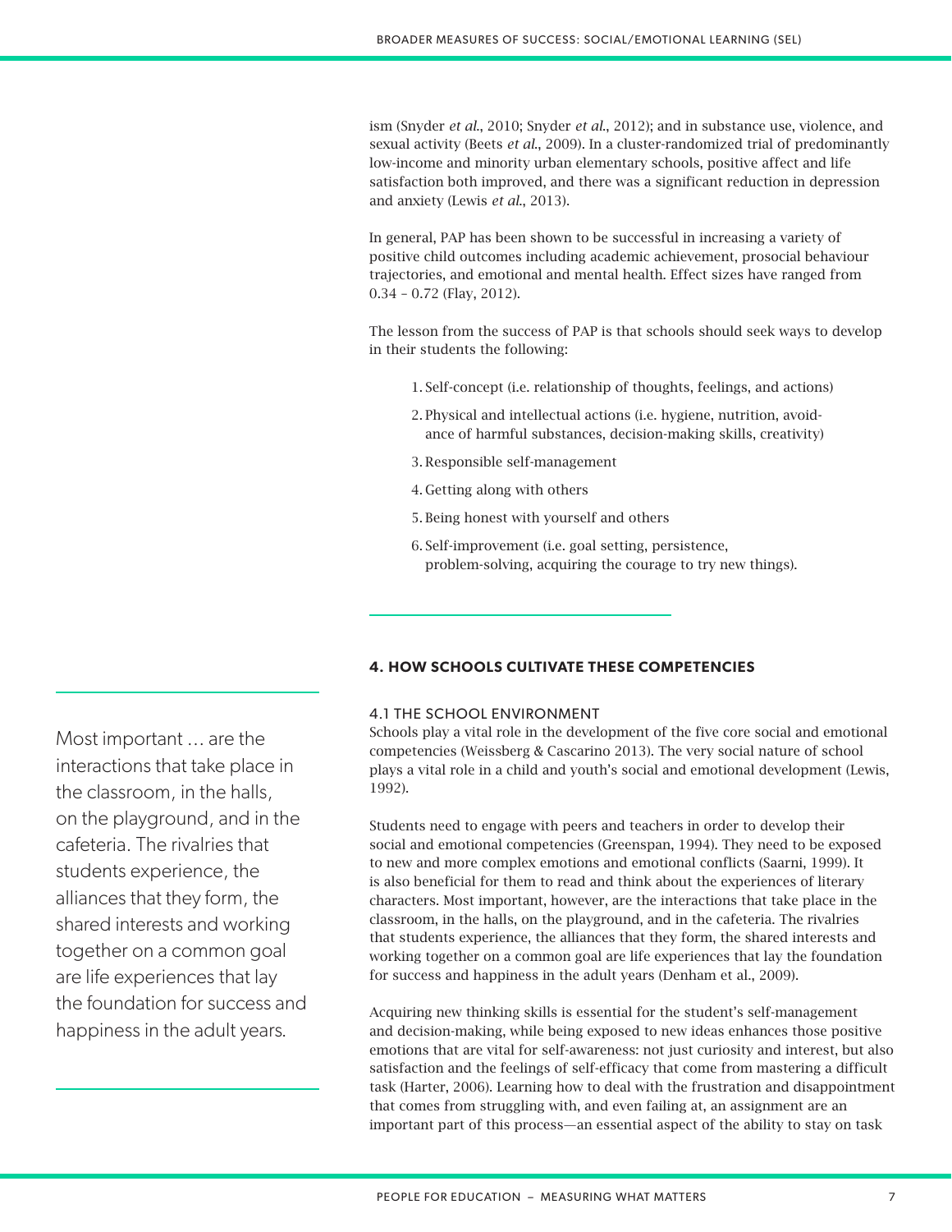ism (Snyder *et al.*, 2010; Snyder *et al.*, 2012); and in substance use, violence, and sexual activity (Beets *et al.*, 2009). In a cluster-randomized trial of predominantly low-income and minority urban elementary schools, positive affect and life satisfaction both improved, and there was a significant reduction in depression and anxiety (Lewis *et al.*, 2013).

In general, PAP has been shown to be successful in increasing a variety of positive child outcomes including academic achievement, prosocial behaviour trajectories, and emotional and mental health. Effect sizes have ranged from 0.34 – 0.72 (Flay, 2012).

The lesson from the success of PAP is that schools should seek ways to develop in their students the following:

1. Self-concept (i.e. relationship of thoughts, feelings, and actions)
2. Physical and intellectual actions (i.e. hygiene, nutrition, avoidance of harmful substances, decision-making skills, creativity)
3. Responsible self-management
4. Getting along with others
5. Being honest with yourself and others
6. Self-improvement (i.e. goal setting, persistence, problem-solving, acquiring the courage to try new things).

## 4. HOW SCHOOLS CULTIVATE THESE COMPETENCIES

### 4.1 THE SCHOOL ENVIRONMENT

Schools play a vital role in the development of the five core social and emotional competencies (Weissberg & Cascarino 2013). The very social nature of school plays a vital role in a child and youth's social and emotional development (Lewis, 1992).

Students need to engage with peers and teachers in order to develop their social and emotional competencies (Greenspan, 1994). They need to be exposed to new and more complex emotions and emotional conflicts (Saarni, 1999). It is also beneficial for them to read and think about the experiences of literary characters. Most important, however, are the interactions that take place in the classroom, in the halls, on the playground, and in the cafeteria. The rivalries that students experience, the alliances that they form, the shared interests and working together on a common goal are life experiences that lay the foundation for success and happiness in the adult years (Denham et al., 2009).

> Most important … are the interactions that take place in the classroom, in the halls, on the playground, and in the cafeteria. The rivalries that students experience, the alliances that they form, the shared interests and working together on a common goal are life experiences that lay the foundation for success and happiness in the adult years.

Acquiring new thinking skills is essential for the student's self-management and decision-making, while being exposed to new ideas enhances those positive emotions that are vital for self-awareness: not just curiosity and interest, but also satisfaction and the feelings of self-efficacy that come from mastering a difficult task (Harter, 2006). Learning how to deal with the frustration and disappointment that comes from struggling with, and even failing at, an assignment are an important part of this process—an essential aspect of the ability to stay on task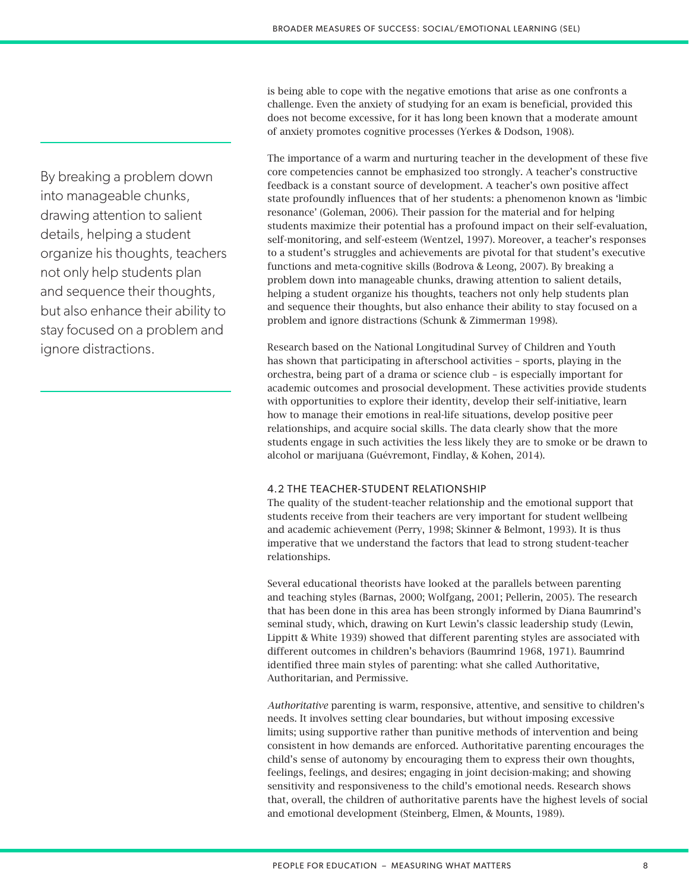is being able to cope with the negative emotions that arise as one confronts a challenge. Even the anxiety of studying for an exam is beneficial, provided this does not become excessive, for it has long been known that a moderate amount of anxiety promotes cognitive processes (Yerkes & Dodson, 1908).

> By breaking a problem down into manageable chunks, drawing attention to salient details, helping a student organize his thoughts, teachers not only help students plan and sequence their thoughts, but also enhance their ability to stay focused on a problem and ignore distractions.

The importance of a warm and nurturing teacher in the development of these five core competencies cannot be emphasized too strongly. A teacher's constructive feedback is a constant source of development. A teacher's own positive affect state profoundly influences that of her students: a phenomenon known as 'limbic resonance' (Goleman, 2006). Their passion for the material and for helping students maximize their potential has a profound impact on their self-evaluation, self-monitoring, and self-esteem (Wentzel, 1997). Moreover, a teacher's responses to a student's struggles and achievements are pivotal for that student's executive functions and meta-cognitive skills (Bodrova & Leong, 2007). By breaking a problem down into manageable chunks, drawing attention to salient details, helping a student organize his thoughts, teachers not only help students plan and sequence their thoughts, but also enhance their ability to stay focused on a problem and ignore distractions (Schunk & Zimmerman 1998).

Research based on the National Longitudinal Survey of Children and Youth has shown that participating in afterschool activities – sports, playing in the orchestra, being part of a drama or science club – is especially important for academic outcomes and prosocial development. These activities provide students with opportunities to explore their identity, develop their self-initiative, learn how to manage their emotions in real-life situations, develop positive peer relationships, and acquire social skills. The data clearly show that the more students engage in such activities the less likely they are to smoke or be drawn to alcohol or marijuana (Guévremont, Findlay, & Kohen, 2014).

### 4.2 THE TEACHER-STUDENT RELATIONSHIP

The quality of the student-teacher relationship and the emotional support that students receive from their teachers are very important for student wellbeing and academic achievement (Perry, 1998; Skinner & Belmont, 1993). It is thus imperative that we understand the factors that lead to strong student-teacher relationships.

Several educational theorists have looked at the parallels between parenting and teaching styles (Barnas, 2000; Wolfgang, 2001; Pellerin, 2005). The research that has been done in this area has been strongly informed by Diana Baumrind's seminal study, which, drawing on Kurt Lewin's classic leadership study (Lewin, Lippitt & White 1939) showed that different parenting styles are associated with different outcomes in children's behaviors (Baumrind 1968, 1971). Baumrind identified three main styles of parenting: what she called Authoritative, Authoritarian, and Permissive.

*Authoritative* parenting is warm, responsive, attentive, and sensitive to children's needs. It involves setting clear boundaries, but without imposing excessive limits; using supportive rather than punitive methods of intervention and being consistent in how demands are enforced. Authoritative parenting encourages the child's sense of autonomy by encouraging them to express their own thoughts, feelings, feelings, and desires; engaging in joint decision-making; and showing sensitivity and responsiveness to the child's emotional needs. Research shows that, overall, the children of authoritative parents have the highest levels of social and emotional development (Steinberg, Elmen, & Mounts, 1989).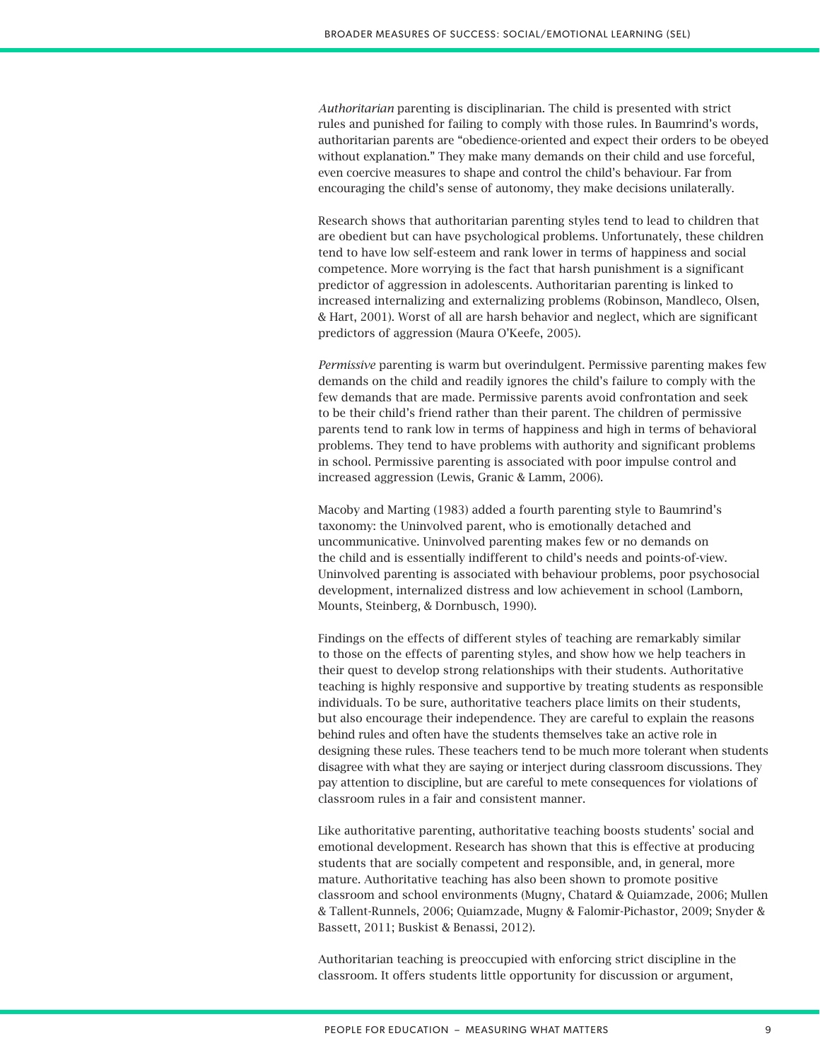*Authoritarian* parenting is disciplinarian. The child is presented with strict rules and punished for failing to comply with those rules. In Baumrind's words, authoritarian parents are "obedience-oriented and expect their orders to be obeyed without explanation." They make many demands on their child and use forceful, even coercive measures to shape and control the child's behaviour. Far from encouraging the child's sense of autonomy, they make decisions unilaterally.

Research shows that authoritarian parenting styles tend to lead to children that are obedient but can have psychological problems. Unfortunately, these children tend to have low self-esteem and rank lower in terms of happiness and social competence. More worrying is the fact that harsh punishment is a significant predictor of aggression in adolescents. Authoritarian parenting is linked to increased internalizing and externalizing problems (Robinson, Mandleco, Olsen, & Hart, 2001). Worst of all are harsh behavior and neglect, which are significant predictors of aggression (Maura O'Keefe, 2005).

*Permissive* parenting is warm but overindulgent. Permissive parenting makes few demands on the child and readily ignores the child's failure to comply with the few demands that are made. Permissive parents avoid confrontation and seek to be their child's friend rather than their parent. The children of permissive parents tend to rank low in terms of happiness and high in terms of behavioral problems. They tend to have problems with authority and significant problems in school. Permissive parenting is associated with poor impulse control and increased aggression (Lewis, Granic & Lamm, 2006).

Macoby and Marting (1983) added a fourth parenting style to Baumrind's taxonomy: the Uninvolved parent, who is emotionally detached and uncommunicative. Uninvolved parenting makes few or no demands on the child and is essentially indifferent to child's needs and points-of-view. Uninvolved parenting is associated with behaviour problems, poor psychosocial development, internalized distress and low achievement in school (Lamborn, Mounts, Steinberg, & Dornbusch, 1990).

Findings on the effects of different styles of teaching are remarkably similar to those on the effects of parenting styles, and show how we help teachers in their quest to develop strong relationships with their students. Authoritative teaching is highly responsive and supportive by treating students as responsible individuals. To be sure, authoritative teachers place limits on their students, but also encourage their independence. They are careful to explain the reasons behind rules and often have the students themselves take an active role in designing these rules. These teachers tend to be much more tolerant when students disagree with what they are saying or interject during classroom discussions. They pay attention to discipline, but are careful to mete consequences for violations of classroom rules in a fair and consistent manner.

Like authoritative parenting, authoritative teaching boosts students' social and emotional development. Research has shown that this is effective at producing students that are socially competent and responsible, and, in general, more mature. Authoritative teaching has also been shown to promote positive classroom and school environments (Mugny, Chatard & Quiamzade, 2006; Mullen & Tallent-Runnels, 2006; Quiamzade, Mugny & Falomir-Pichastor, 2009; Snyder & Bassett, 2011; Buskist & Benassi, 2012).

Authoritarian teaching is preoccupied with enforcing strict discipline in the classroom. It offers students little opportunity for discussion or argument,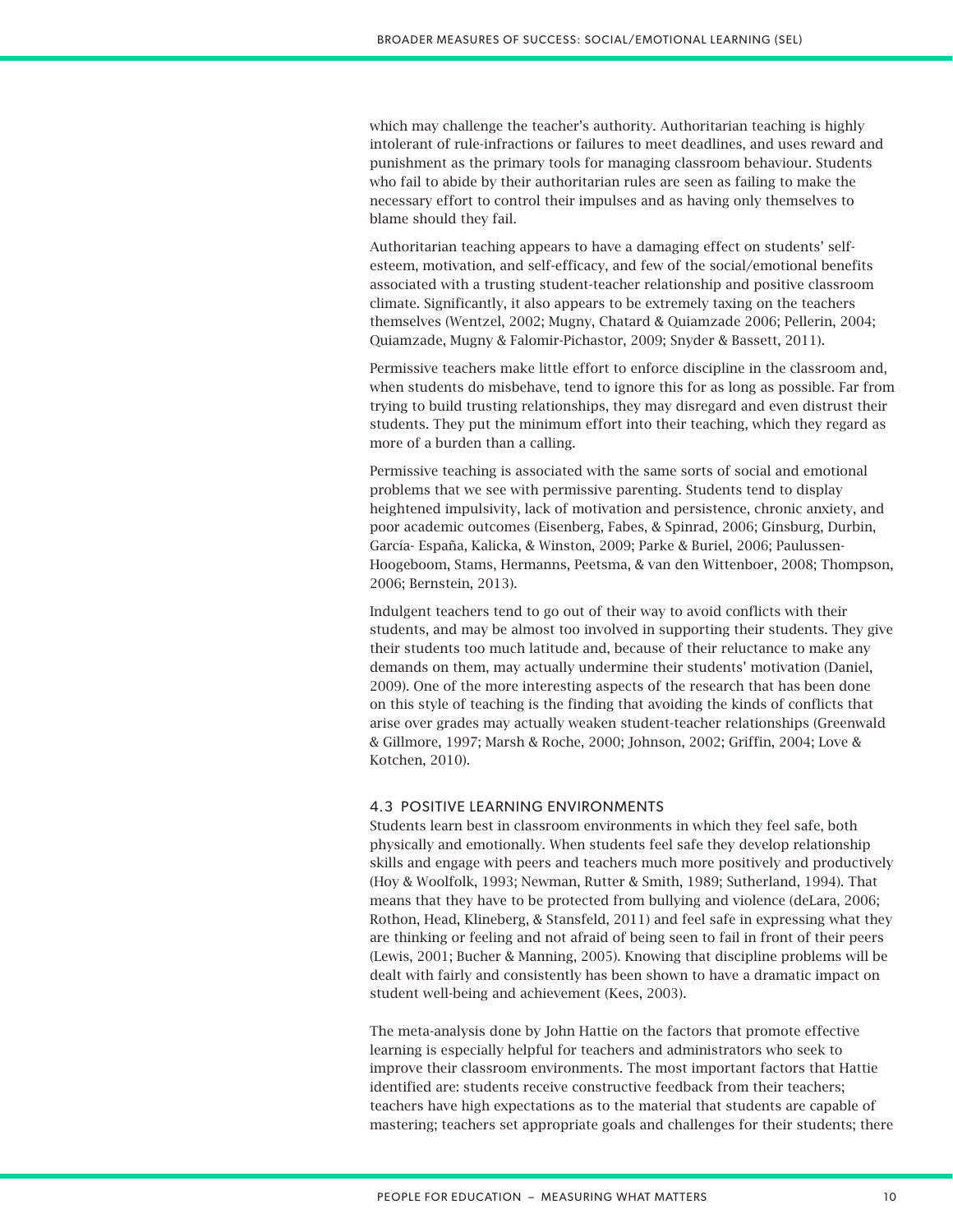which may challenge the teacher's authority. Authoritarian teaching is highly intolerant of rule-infractions or failures to meet deadlines, and uses reward and punishment as the primary tools for managing classroom behaviour. Students who fail to abide by their authoritarian rules are seen as failing to make the necessary effort to control their impulses and as having only themselves to blame should they fail.

Authoritarian teaching appears to have a damaging effect on students' self-esteem, motivation, and self-efficacy, and few of the social/emotional benefits associated with a trusting student-teacher relationship and positive classroom climate. Significantly, it also appears to be extremely taxing on the teachers themselves (Wentzel, 2002; Mugny, Chatard & Quiamzade 2006; Pellerin, 2004; Quiamzade, Mugny & Falomir-Pichastor, 2009; Snyder & Bassett, 2011).

Permissive teachers make little effort to enforce discipline in the classroom and, when students do misbehave, tend to ignore this for as long as possible. Far from trying to build trusting relationships, they may disregard and even distrust their students. They put the minimum effort into their teaching, which they regard as more of a burden than a calling.

Permissive teaching is associated with the same sorts of social and emotional problems that we see with permissive parenting. Students tend to display heightened impulsivity, lack of motivation and persistence, chronic anxiety, and poor academic outcomes (Eisenberg, Fabes, & Spinrad, 2006; Ginsburg, Durbin, García- España, Kalicka, & Winston, 2009; Parke & Buriel, 2006; Paulussen-Hoogeboom, Stams, Hermanns, Peetsma, & van den Wittenboer, 2008; Thompson, 2006; Bernstein, 2013).

Indulgent teachers tend to go out of their way to avoid conflicts with their students, and may be almost too involved in supporting their students. They give their students too much latitude and, because of their reluctance to make any demands on them, may actually undermine their students' motivation (Daniel, 2009). One of the more interesting aspects of the research that has been done on this style of teaching is the finding that avoiding the kinds of conflicts that arise over grades may actually weaken student-teacher relationships (Greenwald & Gillmore, 1997; Marsh & Roche, 2000; Johnson, 2002; Griffin, 2004; Love & Kotchen, 2010).

### 4.3 POSITIVE LEARNING ENVIRONMENTS

Students learn best in classroom environments in which they feel safe, both physically and emotionally. When students feel safe they develop relationship skills and engage with peers and teachers much more positively and productively (Hoy & Woolfolk, 1993; Newman, Rutter & Smith, 1989; Sutherland, 1994). That means that they have to be protected from bullying and violence (deLara, 2006; Rothon, Head, Klineberg, & Stansfeld, 2011) and feel safe in expressing what they are thinking or feeling and not afraid of being seen to fail in front of their peers (Lewis, 2001; Bucher & Manning, 2005). Knowing that discipline problems will be dealt with fairly and consistently has been shown to have a dramatic impact on student well-being and achievement (Kees, 2003).

The meta-analysis done by John Hattie on the factors that promote effective learning is especially helpful for teachers and administrators who seek to improve their classroom environments. The most important factors that Hattie identified are: students receive constructive feedback from their teachers; teachers have high expectations as to the material that students are capable of mastering; teachers set appropriate goals and challenges for their students; there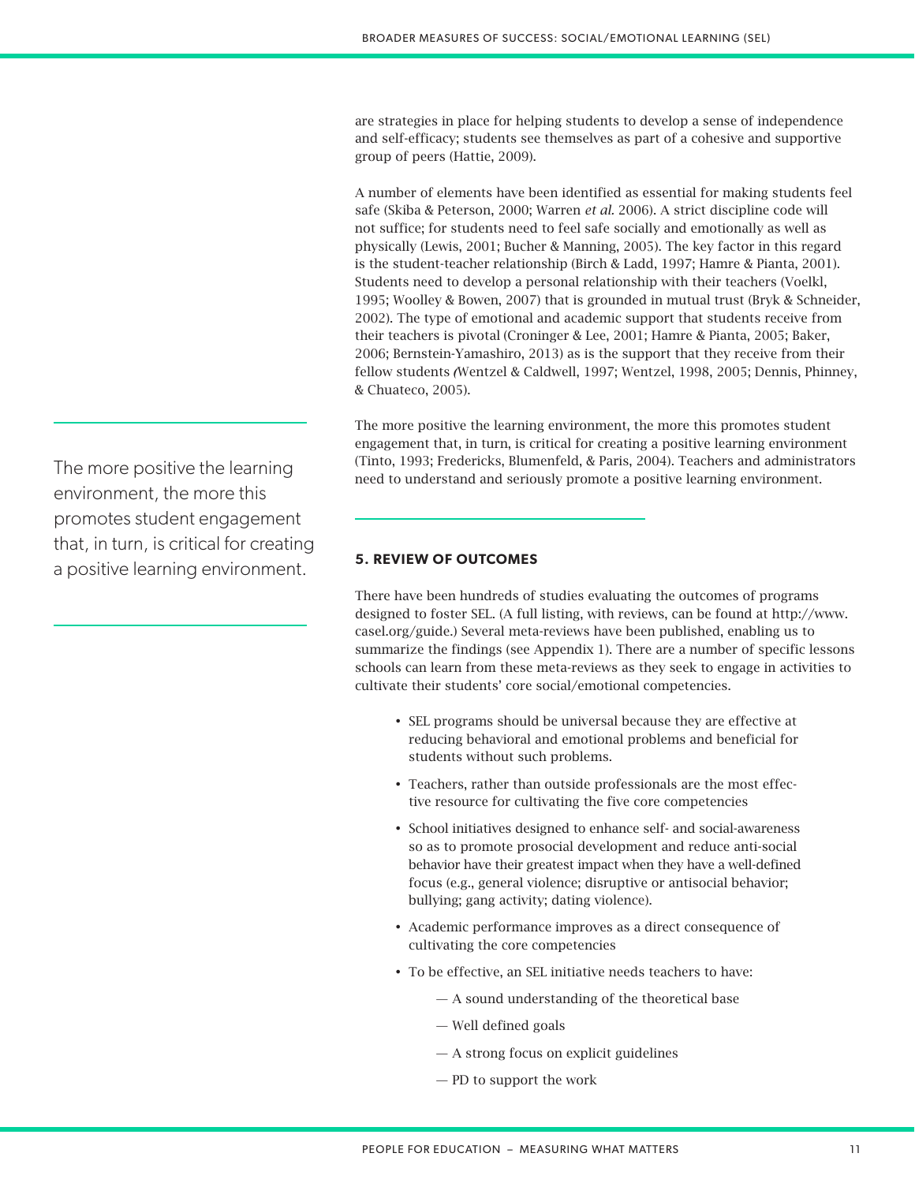are strategies in place for helping students to develop a sense of independence and self-efficacy; students see themselves as part of a cohesive and supportive group of peers (Hattie, 2009).

A number of elements have been identified as essential for making students feel safe (Skiba & Peterson, 2000; Warren *et al*. 2006). A strict discipline code will not suffice; for students need to feel safe socially and emotionally as well as physically (Lewis, 2001; Bucher & Manning, 2005). The key factor in this regard is the student-teacher relationship (Birch & Ladd, 1997; Hamre & Pianta, 2001). Students need to develop a personal relationship with their teachers (Voelkl, 1995; Woolley & Bowen, 2007) that is grounded in mutual trust (Bryk & Schneider, 2002). The type of emotional and academic support that students receive from their teachers is pivotal (Croninger & Lee, 2001; Hamre & Pianta, 2005; Baker, 2006; Bernstein-Yamashiro, 2013) as is the support that they receive from their fellow students (Wentzel & Caldwell, 1997; Wentzel, 1998, 2005; Dennis, Phinney, & Chuateco, 2005).

The more positive the learning environment, the more this promotes student engagement that, in turn, is critical for creating a positive learning environment (Tinto, 1993; Fredericks, Blumenfeld, & Paris, 2004). Teachers and administrators need to understand and seriously promote a positive learning environment.

> The more positive the learning environment, the more this promotes student engagement that, in turn, is critical for creating a positive learning environment.

## 5. REVIEW OF OUTCOMES

There have been hundreds of studies evaluating the outcomes of programs designed to foster SEL. (A full listing, with reviews, can be found at http://www.casel.org/guide.) Several meta-reviews have been published, enabling us to summarize the findings (see Appendix 1). There are a number of specific lessons schools can learn from these meta-reviews as they seek to engage in activities to cultivate their students' core social/emotional competencies.

- SEL programs should be universal because they are effective at reducing behavioral and emotional problems and beneficial for students without such problems.
- Teachers, rather than outside professionals are the most effective resource for cultivating the five core competencies
- School initiatives designed to enhance self- and social-awareness so as to promote prosocial development and reduce anti-social behavior have their greatest impact when they have a well-defined focus (e.g., general violence; disruptive or antisocial behavior; bullying; gang activity; dating violence).
- Academic performance improves as a direct consequence of cultivating the core competencies
- To be effective, an SEL initiative needs teachers to have:
  - A sound understanding of the theoretical base
  - Well defined goals
  - A strong focus on explicit guidelines
  - PD to support the work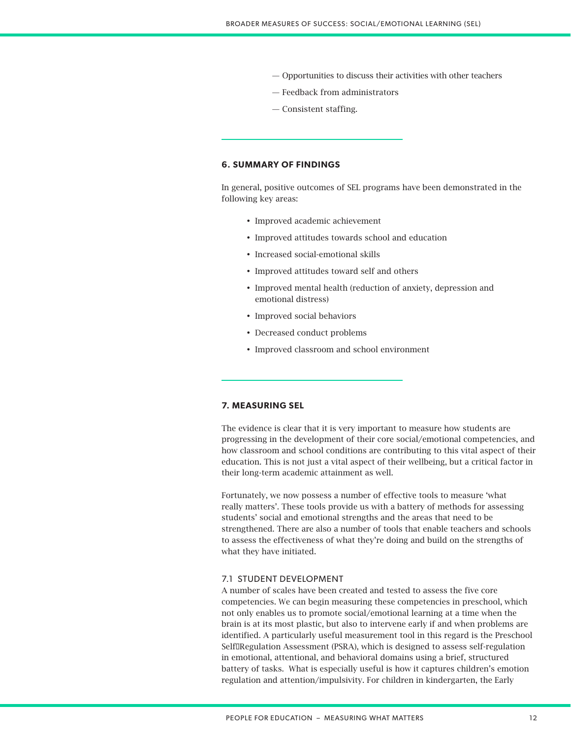— Opportunities to discuss their activities with other teachers

— Feedback from administrators

— Consistent staffing.

## 6. SUMMARY OF FINDINGS

In general, positive outcomes of SEL programs have been demonstrated in the following key areas:

- Improved academic achievement
- Improved attitudes towards school and education
- Increased social-emotional skills
- Improved attitudes toward self and others
- Improved mental health (reduction of anxiety, depression and emotional distress)
- Improved social behaviors
- Decreased conduct problems
- Improved classroom and school environment

## 7. MEASURING SEL

The evidence is clear that it is very important to measure how students are progressing in the development of their core social/emotional competencies, and how classroom and school conditions are contributing to this vital aspect of their education. This is not just a vital aspect of their wellbeing, but a critical factor in their long-term academic attainment as well.

Fortunately, we now possess a number of effective tools to measure 'what really matters'. These tools provide us with a battery of methods for assessing students' social and emotional strengths and the areas that need to be strengthened. There are also a number of tools that enable teachers and schools to assess the effectiveness of what they're doing and build on the strengths of what they have initiated.

### 7.1 STUDENT DEVELOPMENT

A number of scales have been created and tested to assess the five core competencies. We can begin measuring these competencies in preschool, which not only enables us to promote social/emotional learning at a time when the brain is at its most plastic, but also to intervene early if and when problems are identified. A particularly useful measurement tool in this regard is the Preschool Self‐Regulation Assessment (PSRA), which is designed to assess self-regulation in emotional, attentional, and behavioral domains using a brief, structured battery of tasks. What is especially useful is how it captures children's emotion regulation and attention/impulsivity. For children in kindergarten, the Early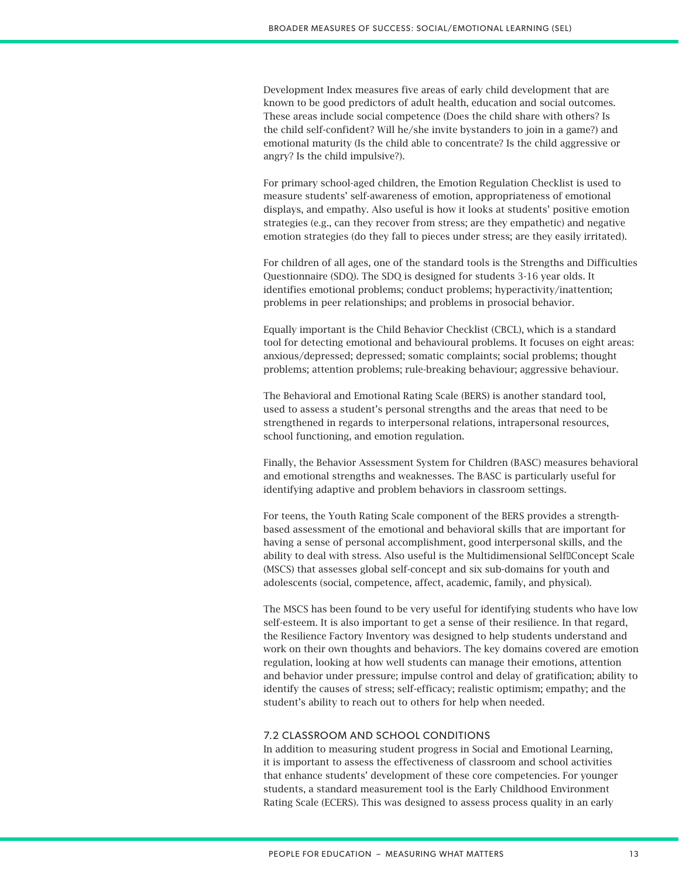Development Index measures five areas of early child development that are known to be good predictors of adult health, education and social outcomes. These areas include social competence (Does the child share with others? Is the child self-confident? Will he/she invite bystanders to join in a game?) and emotional maturity (Is the child able to concentrate? Is the child aggressive or angry? Is the child impulsive?).

For primary school-aged children, the Emotion Regulation Checklist is used to measure students' self-awareness of emotion, appropriateness of emotional displays, and empathy. Also useful is how it looks at students' positive emotion strategies (e.g., can they recover from stress; are they empathetic) and negative emotion strategies (do they fall to pieces under stress; are they easily irritated).

For children of all ages, one of the standard tools is the Strengths and Difficulties Questionnaire (SDQ). The SDQ is designed for students 3-16 year olds. It identifies emotional problems; conduct problems; hyperactivity/inattention; problems in peer relationships; and problems in prosocial behavior.

Equally important is the Child Behavior Checklist (CBCL), which is a standard tool for detecting emotional and behavioural problems. It focuses on eight areas: anxious/depressed; depressed; somatic complaints; social problems; thought problems; attention problems; rule-breaking behaviour; aggressive behaviour.

The Behavioral and Emotional Rating Scale (BERS) is another standard tool, used to assess a student's personal strengths and the areas that need to be strengthened in regards to interpersonal relations, intrapersonal resources, school functioning, and emotion regulation.

Finally, the Behavior Assessment System for Children (BASC) measures behavioral and emotional strengths and weaknesses. The BASC is particularly useful for identifying adaptive and problem behaviors in classroom settings.

For teens, the Youth Rating Scale component of the BERS provides a strength-based assessment of the emotional and behavioral skills that are important for having a sense of personal accomplishment, good interpersonal skills, and the ability to deal with stress. Also useful is the Multidimensional Self-Concept Scale (MSCS) that assesses global self-concept and six sub-domains for youth and adolescents (social, competence, affect, academic, family, and physical).

The MSCS has been found to be very useful for identifying students who have low self-esteem. It is also important to get a sense of their resilience. In that regard, the Resilience Factory Inventory was designed to help students understand and work on their own thoughts and behaviors. The key domains covered are emotion regulation, looking at how well students can manage their emotions, attention and behavior under pressure; impulse control and delay of gratification; ability to identify the causes of stress; self-efficacy; realistic optimism; empathy; and the student's ability to reach out to others for help when needed.

### 7.2 CLASSROOM AND SCHOOL CONDITIONS

In addition to measuring student progress in Social and Emotional Learning, it is important to assess the effectiveness of classroom and school activities that enhance students' development of these core competencies. For younger students, a standard measurement tool is the Early Childhood Environment Rating Scale (ECERS). This was designed to assess process quality in an early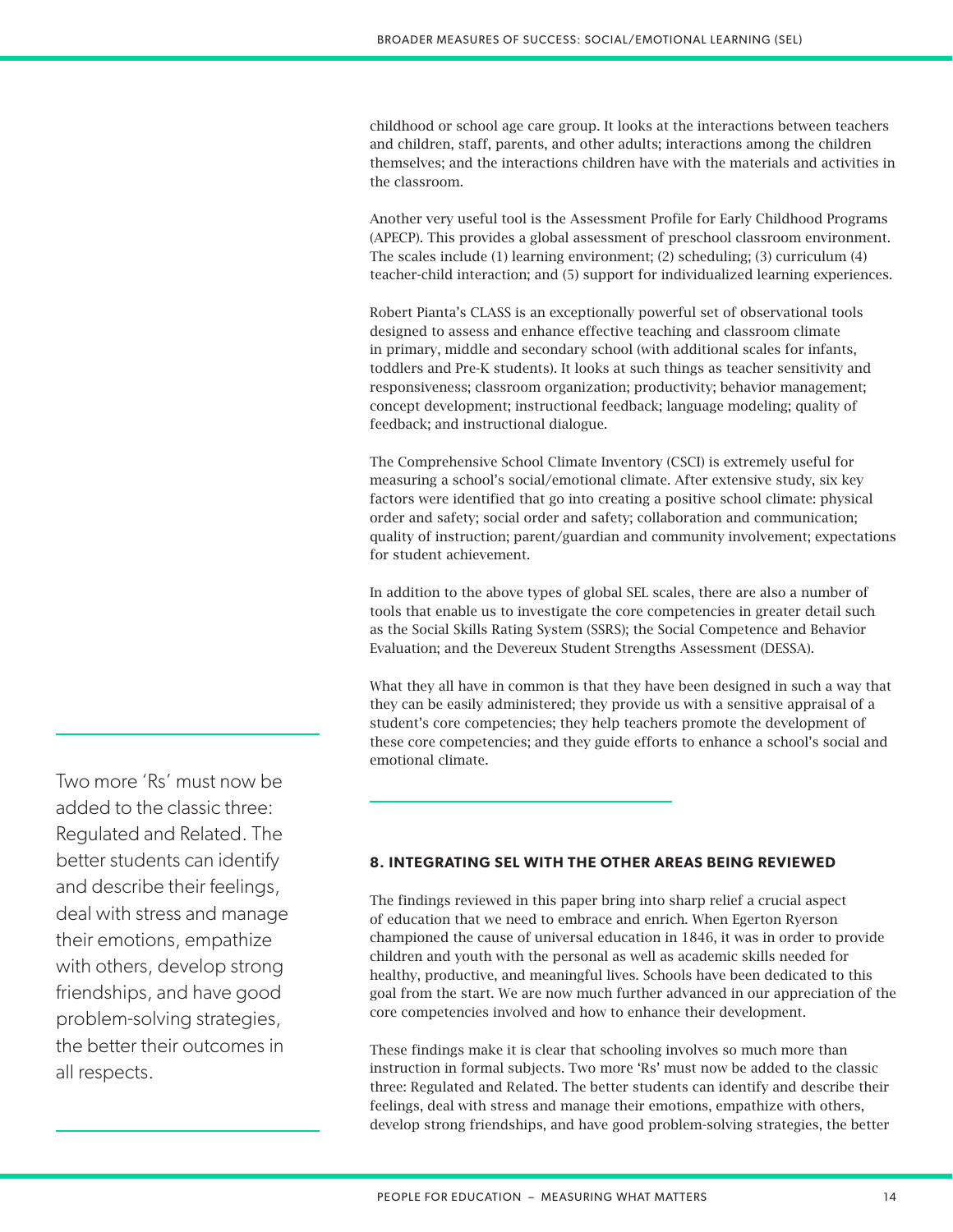childhood or school age care group. It looks at the interactions between teachers and children, staff, parents, and other adults; interactions among the children themselves; and the interactions children have with the materials and activities in the classroom.

Another very useful tool is the Assessment Profile for Early Childhood Programs (APECP). This provides a global assessment of preschool classroom environment. The scales include (1) learning environment; (2) scheduling; (3) curriculum (4) teacher-child interaction; and (5) support for individualized learning experiences.

Robert Pianta's CLASS is an exceptionally powerful set of observational tools designed to assess and enhance effective teaching and classroom climate in primary, middle and secondary school (with additional scales for infants, toddlers and Pre-K students). It looks at such things as teacher sensitivity and responsiveness; classroom organization; productivity; behavior management; concept development; instructional feedback; language modeling; quality of feedback; and instructional dialogue.

The Comprehensive School Climate Inventory (CSCI) is extremely useful for measuring a school's social/emotional climate. After extensive study, six key factors were identified that go into creating a positive school climate: physical order and safety; social order and safety; collaboration and communication; quality of instruction; parent/guardian and community involvement; expectations for student achievement.

In addition to the above types of global SEL scales, there are also a number of tools that enable us to investigate the core competencies in greater detail such as the Social Skills Rating System (SSRS); the Social Competence and Behavior Evaluation; and the Devereux Student Strengths Assessment (DESSA).

What they all have in common is that they have been designed in such a way that they can be easily administered; they provide us with a sensitive appraisal of a student's core competencies; they help teachers promote the development of these core competencies; and they guide efforts to enhance a school's social and emotional climate.

## 8. INTEGRATING SEL WITH THE OTHER AREAS BEING REVIEWED

The findings reviewed in this paper bring into sharp relief a crucial aspect of education that we need to embrace and enrich. When Egerton Ryerson championed the cause of universal education in 1846, it was in order to provide children and youth with the personal as well as academic skills needed for healthy, productive, and meaningful lives. Schools have been dedicated to this goal from the start. We are now much further advanced in our appreciation of the core competencies involved and how to enhance their development.

These findings make it is clear that schooling involves so much more than instruction in formal subjects. Two more 'Rs' must now be added to the classic three: Regulated and Related. The better students can identify and describe their feelings, deal with stress and manage their emotions, empathize with others, develop strong friendships, and have good problem-solving strategies, the better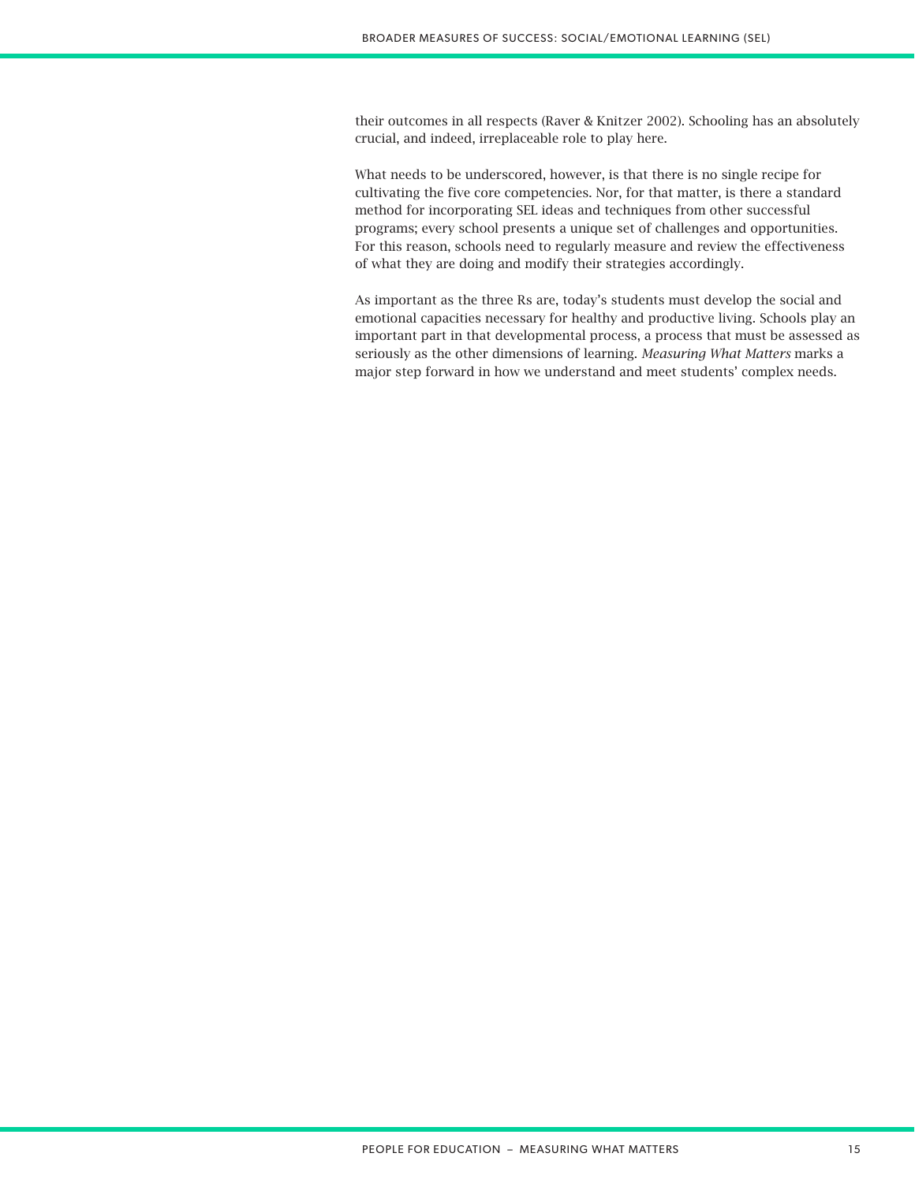their outcomes in all respects (Raver & Knitzer 2002). Schooling has an absolutely crucial, and indeed, irreplaceable role to play here.

What needs to be underscored, however, is that there is no single recipe for cultivating the five core competencies. Nor, for that matter, is there a standard method for incorporating SEL ideas and techniques from other successful programs; every school presents a unique set of challenges and opportunities. For this reason, schools need to regularly measure and review the effectiveness of what they are doing and modify their strategies accordingly.

As important as the three Rs are, today's students must develop the social and emotional capacities necessary for healthy and productive living. Schools play an important part in that developmental process, a process that must be assessed as seriously as the other dimensions of learning. *Measuring What Matters* marks a major step forward in how we understand and meet students' complex needs.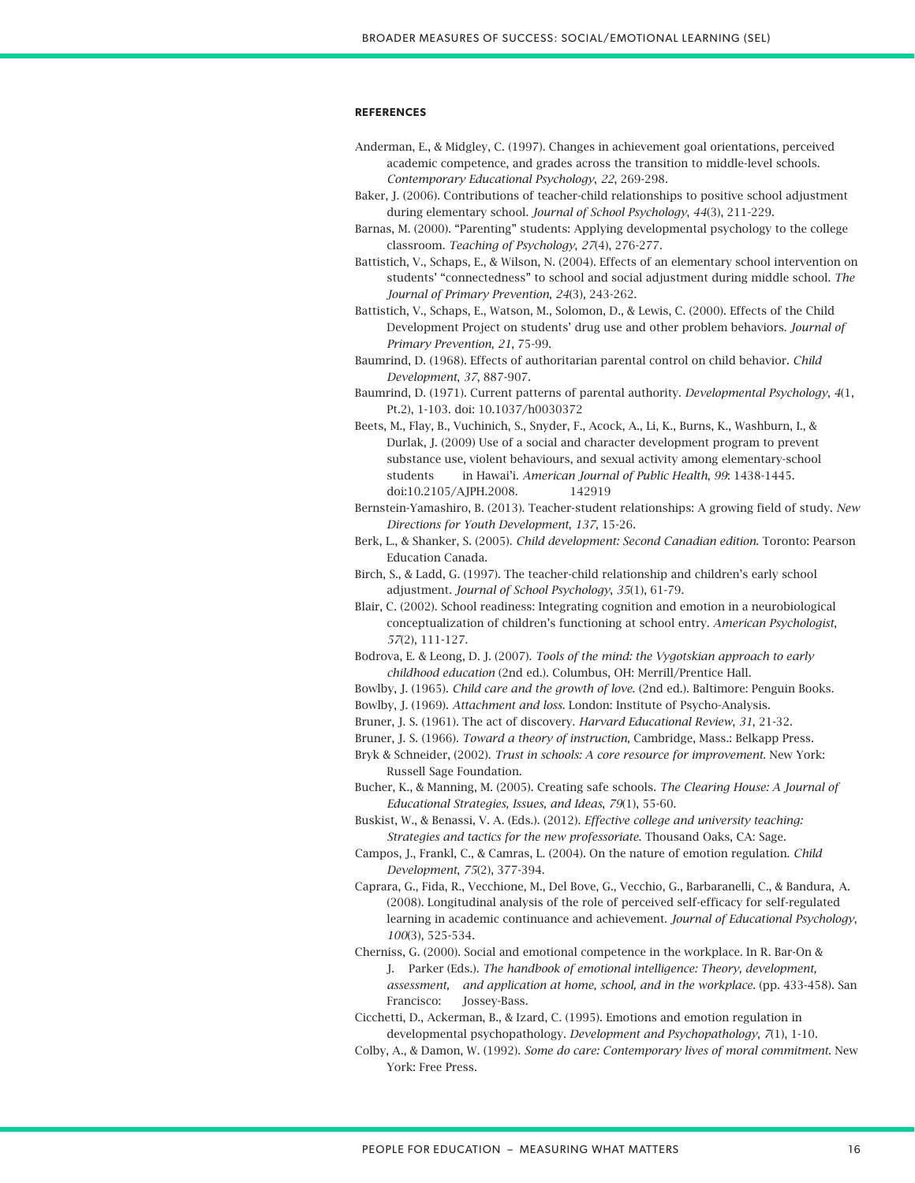## REFERENCES

Anderman, E., & Midgley, C. (1997). Changes in achievement goal orientations, perceived academic competence, and grades across the transition to middle-level schools. *Contemporary Educational Psychology*, *22*, 269-298.

Baker, J. (2006). Contributions of teacher-child relationships to positive school adjustment during elementary school. *Journal of School Psychology*, *44*(3), 211-229.

Barnas, M. (2000). "Parenting" students: Applying developmental psychology to the college classroom. *Teaching of Psychology*, *27*(4), 276-277.

Battistich, V., Schaps, E., & Wilson, N. (2004). Effects of an elementary school intervention on students' "connectedness" to school and social adjustment during middle school. *The Journal of Primary Prevention*, *24*(3), 243-262.

Battistich, V., Schaps, E., Watson, M., Solomon, D., & Lewis, C. (2000). Effects of the Child Development Project on students' drug use and other problem behaviors. *Journal of Primary Prevention*, *21*, 75-99.

Baumrind, D. (1968). Effects of authoritarian parental control on child behavior. *Child Development*, *37*, 887-907.

Baumrind, D. (1971). Current patterns of parental authority. *Developmental Psychology*, *4*(1, Pt.2), 1-103. doi: 10.1037/h0030372

Beets, M., Flay, B., Vuchinich, S., Snyder, F., Acock, A., Li, K., Burns, K., Washburn, I., & Durlak, J. (2009) Use of a social and character development program to prevent substance use, violent behaviours, and sexual activity among elementary-school students in Hawai'i. *American Journal of Public Health, 99*: 1438-1445. doi:10.2105/AJPH.2008. 142919

Bernstein-Yamashiro, B. (2013). Teacher-student relationships: A growing field of study. *New Directions for Youth Development*, *137*, 15-26.

Berk, L., & Shanker, S. (2005). *Child development: Second Canadian edition*. Toronto: Pearson Education Canada.

Birch, S., & Ladd, G. (1997). The teacher-child relationship and children's early school adjustment. *Journal of School Psychology*, *35*(1), 61-79.

Blair, C. (2002). School readiness: Integrating cognition and emotion in a neurobiological conceptualization of children's functioning at school entry. *American Psychologist*, *57*(2), 111-127.

Bodrova, E. & Leong, D. J. (2007). *Tools of the mind: the Vygotskian approach to early childhood education* (2nd ed.). Columbus, OH: Merrill/Prentice Hall.

Bowlby, J. (1965). *Child care and the growth of love*. (2nd ed.). Baltimore: Penguin Books.

Bowlby, J. (1969). *Attachment and loss*. London: Institute of Psycho-Analysis.

Bruner, J. S. (1961). The act of discovery. *Harvard Educational Review*, *31*, 21-32.

Bruner, J. S. (1966). *Toward a theory of instruction*, Cambridge, Mass.: Belkapp Press.

Bryk & Schneider, (2002). *Trust in schools: A core resource for improvement*. New York: Russell Sage Foundation.

Bucher, K., & Manning, M. (2005). Creating safe schools. *The Clearing House: A Journal of Educational Strategies, Issues, and Ideas*, *79*(1), 55-60.

Buskist, W., & Benassi, V. A. (Eds.). (2012). *Effective college and university teaching: Strategies and tactics for the new professoriate*. Thousand Oaks, CA: Sage.

Campos, J., Frankl, C., & Camras, L. (2004). On the nature of emotion regulation. *Child Development*, *75*(2), 377-394.

Caprara, G., Fida, R., Vecchione, M., Del Bove, G., Vecchio, G., Barbaranelli, C., & Bandura, A. (2008). Longitudinal analysis of the role of perceived self-efficacy for self-regulated learning in academic continuance and achievement. *Journal of Educational Psychology*, *100*(3), 525-534.

Cherniss, G. (2000). Social and emotional competence in the workplace. In R. Bar-On & J. Parker (Eds.). *The handbook of emotional intelligence: Theory, development, assessment, and application at home, school, and in the workplace*. (pp. 433-458). San Francisco: Jossey-Bass.

Cicchetti, D., Ackerman, B., & Izard, C. (1995). Emotions and emotion regulation in developmental psychopathology. *Development and Psychopathology*, *7*(1), 1-10.

Colby, A., & Damon, W. (1992). *Some do care: Contemporary lives of moral commitment*. New York: Free Press.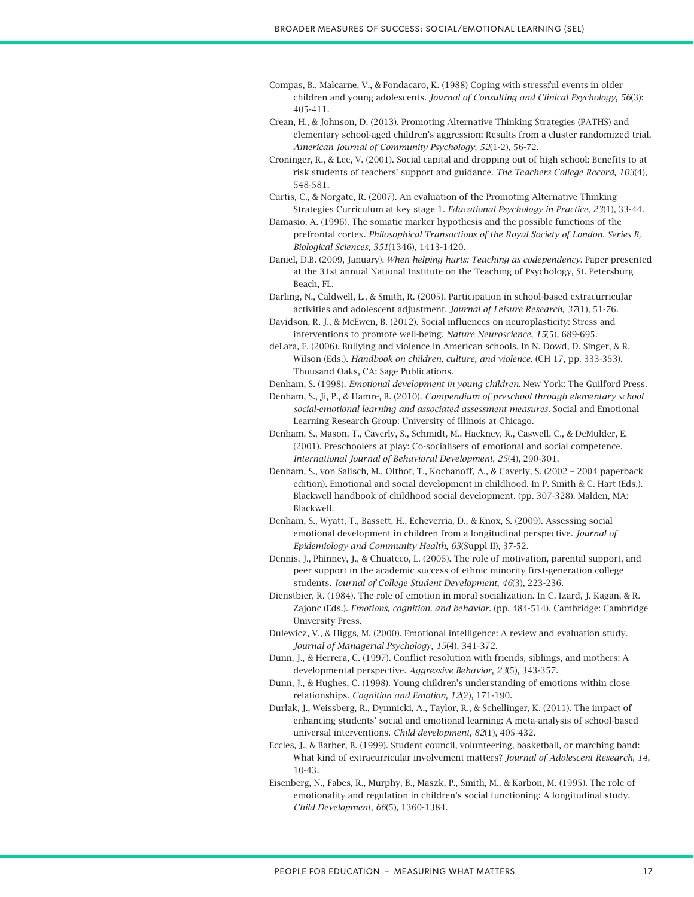Compas, B., Malcarne, V., & Fondacaro, K. (1988) Coping with stressful events in older children and young adolescents. *Journal of Consulting and Clinical Psychology*, *56*(3): 405-411.

Crean, H., & Johnson, D. (2013). Promoting Alternative Thinking Strategies (PATHS) and elementary school-aged children's aggression: Results from a cluster randomized trial. *American Journal of Community Psychology*, *52*(1-2), 56-72.

Croninger, R., & Lee, V. (2001). Social capital and dropping out of high school: Benefits to at risk students of teachers' support and guidance. *The Teachers College Record*, *103*(4), 548-581.

Curtis, C., & Norgate, R. (2007). An evaluation of the Promoting Alternative Thinking Strategies Curriculum at key stage 1. *Educational Psychology in Practice*, *23*(1), 33-44.

Damasio, A. (1996). The somatic marker hypothesis and the possible functions of the prefrontal cortex. *Philosophical Transactions of the Royal Society of London. Series B, Biological Sciences*, *351*(1346), 1413-1420.

Daniel, D.B. (2009, January). *When helping hurts: Teaching as codependency*. Paper presented at the 31st annual National Institute on the Teaching of Psychology, St. Petersburg Beach, FL.

Darling, N., Caldwell, L., & Smith, R. (2005). Participation in school-based extracurricular activities and adolescent adjustment. *Journal of Leisure Research*, *37*(1), 51-76.

Davidson, R. J., & McEwen, B. (2012). Social influences on neuroplasticity: Stress and interventions to promote well-being. *Nature Neuroscience*, *15*(5), 689-695.

deLara, E. (2006). Bullying and violence in American schools. In N. Dowd, D. Singer, & R. Wilson (Eds.). *Handbook on children, culture, and violence*. (CH 17, pp. 333-353). Thousand Oaks, CA: Sage Publications.

Denham, S. (1998). *Emotional development in young children*. New York: The Guilford Press.

Denham, S., Ji, P., & Hamre, B. (2010). *Compendium of preschool through elementary school social-emotional learning and associated assessment measures*. Social and Emotional Learning Research Group: University of Illinois at Chicago.

Denham, S., Mason, T., Caverly, S., Schmidt, M., Hackney, R., Caswell, C., & DeMulder, E. (2001). Preschoolers at play: Co-socialisers of emotional and social competence. *International Journal of Behavioral Development*, *25*(4), 290-301.

Denham, S., von Salisch, M., Olthof, T., Kochanoff, A., & Caverly, S. (2002 – 2004 paperback edition). Emotional and social development in childhood. In P. Smith & C. Hart (Eds.). Blackwell handbook of childhood social development. (pp. 307-328). Malden, MA: Blackwell.

Denham, S., Wyatt, T., Bassett, H., Echeverria, D., & Knox, S. (2009). Assessing social emotional development in children from a longitudinal perspective. *Journal of Epidemiology and Community Health*, *63*(Suppl II), 37-52.

Dennis, J., Phinney, J., & Chuateco, L. (2005). The role of motivation, parental support, and peer support in the academic success of ethnic minority first-generation college students. *Journal of College Student Development*, *46*(3), 223-236.

Dienstbier, R. (1984). The role of emotion in moral socialization. In C. Izard, J. Kagan, & R. Zajonc (Eds.). *Emotions, cognition, and behavior*. (pp. 484-514). Cambridge: Cambridge University Press.

Dulewicz, V., & Higgs, M. (2000). Emotional intelligence: A review and evaluation study. *Journal of Managerial Psychology*, *15*(4), 341-372.

Dunn, J., & Herrera, C. (1997). Conflict resolution with friends, siblings, and mothers: A developmental perspective. *Aggressive Behavior*, *23*(5), 343-357.

Dunn, J., & Hughes, C. (1998). Young children's understanding of emotions within close relationships. *Cognition and Emotion*, *12*(2), 171-190.

Durlak, J., Weissberg, R., Dymnicki, A., Taylor, R., & Schellinger, K. (2011). The impact of enhancing students' social and emotional learning: A meta-analysis of school-based universal interventions. *Child development*, *82*(1), 405-432.

Eccles, J., & Barber, B. (1999). Student council, volunteering, basketball, or marching band: What kind of extracurricular involvement matters? *Journal of Adolescent Research*, *14*, 10-43.

Eisenberg, N., Fabes, R., Murphy, B., Maszk, P., Smith, M., & Karbon, M. (1995). The role of emotionality and regulation in children's social functioning: A longitudinal study. *Child Development*, *66*(5), 1360-1384.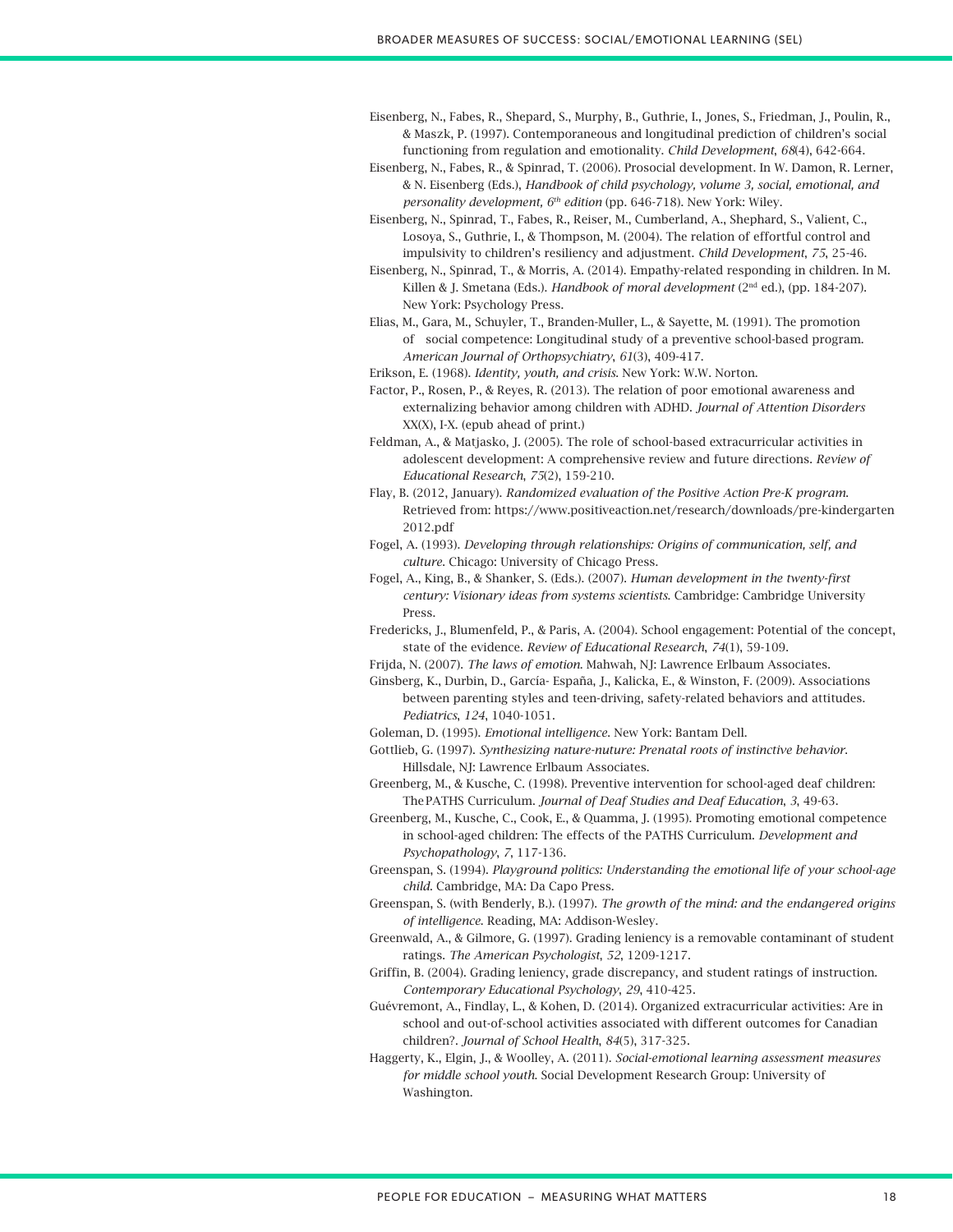Eisenberg, N., Fabes, R., Shepard, S., Murphy, B., Guthrie, I., Jones, S., Friedman, J., Poulin, R., & Maszk, P. (1997). Contemporaneous and longitudinal prediction of children's social functioning from regulation and emotionality. *Child Development, 68*(4), 642-664.

Eisenberg, N., Fabes, R., & Spinrad, T. (2006). Prosocial development. In W. Damon, R. Lerner, & N. Eisenberg (Eds.), *Handbook of child psychology, volume 3, social, emotional, and personality development, 6th edition* (pp. 646-718). New York: Wiley.

Eisenberg, N., Spinrad, T., Fabes, R., Reiser, M., Cumberland, A., Shephard, S., Valient, C., Losoya, S., Guthrie, I., & Thompson, M. (2004). The relation of effortful control and impulsivity to children's resiliency and adjustment. *Child Development, 75*, 25-46.

Eisenberg, N., Spinrad, T., & Morris, A. (2014). Empathy-related responding in children. In M. Killen & J. Smetana (Eds.). *Handbook of moral development* (2nd ed.), (pp. 184-207). New York: Psychology Press.

Elias, M., Gara, M., Schuyler, T., Branden-Muller, L., & Sayette, M. (1991). The promotion of social competence: Longitudinal study of a preventive school-based program. *American Journal of Orthopsychiatry, 61*(3), 409-417.

Erikson, E. (1968). *Identity, youth, and crisis*. New York: W.W. Norton.

Factor, P., Rosen, P., & Reyes, R. (2013). The relation of poor emotional awareness and externalizing behavior among children with ADHD. *Journal of Attention Disorders* XX(X), I-X. (epub ahead of print.)

Feldman, A., & Matjasko, J. (2005). The role of school-based extracurricular activities in adolescent development: A comprehensive review and future directions. *Review of Educational Research, 75*(2), 159-210.

Flay, B. (2012, January). *Randomized evaluation of the Positive Action Pre-K program*. Retrieved from: https://www.positiveaction.net/research/downloads/pre-kindergarten 2012.pdf

Fogel, A. (1993). *Developing through relationships: Origins of communication, self, and culture*. Chicago: University of Chicago Press.

Fogel, A., King, B., & Shanker, S. (Eds.). (2007). *Human development in the twenty-first century: Visionary ideas from systems scientists*. Cambridge: Cambridge University Press.

Fredericks, J., Blumenfeld, P., & Paris, A. (2004). School engagement: Potential of the concept, state of the evidence. *Review of Educational Research, 74*(1), 59-109.

Frijda, N. (2007). *The laws of emotion*. Mahwah, NJ: Lawrence Erlbaum Associates.

Ginsberg, K., Durbin, D., García- España, J., Kalicka, E., & Winston, F. (2009). Associations between parenting styles and teen-driving, safety-related behaviors and attitudes. *Pediatrics, 124*, 1040-1051.

Goleman, D. (1995). *Emotional intelligence*. New York: Bantam Dell.

Gottlieb, G. (1997). *Synthesizing nature-nuture: Prenatal roots of instinctive behavior*. Hillsdale, NJ: Lawrence Erlbaum Associates.

Greenberg, M., & Kusche, C. (1998). Preventive intervention for school-aged deaf children: The PATHS Curriculum. *Journal of Deaf Studies and Deaf Education, 3*, 49-63.

Greenberg, M., Kusche, C., Cook, E., & Quamma, J. (1995). Promoting emotional competence in school-aged children: The effects of the PATHS Curriculum. *Development and Psychopathology, 7*, 117-136.

Greenspan, S. (1994). *Playground politics: Understanding the emotional life of your school-age child*. Cambridge, MA: Da Capo Press.

Greenspan, S. (with Benderly, B.). (1997). *The growth of the mind: and the endangered origins of intelligence*. Reading, MA: Addison-Wesley.

Greenwald, A., & Gilmore, G. (1997). Grading leniency is a removable contaminant of student ratings. *The American Psychologist, 52*, 1209-1217.

Griffin, B. (2004). Grading leniency, grade discrepancy, and student ratings of instruction. *Contemporary Educational Psychology, 29*, 410-425.

Guévremont, A., Findlay, L., & Kohen, D. (2014). Organized extracurricular activities: Are in school and out-of-school activities associated with different outcomes for Canadian children?. *Journal of School Health, 84*(5), 317-325.

Haggerty, K., Elgin, J., & Woolley, A. (2011). *Social-emotional learning assessment measures for middle school youth*. Social Development Research Group: University of Washington.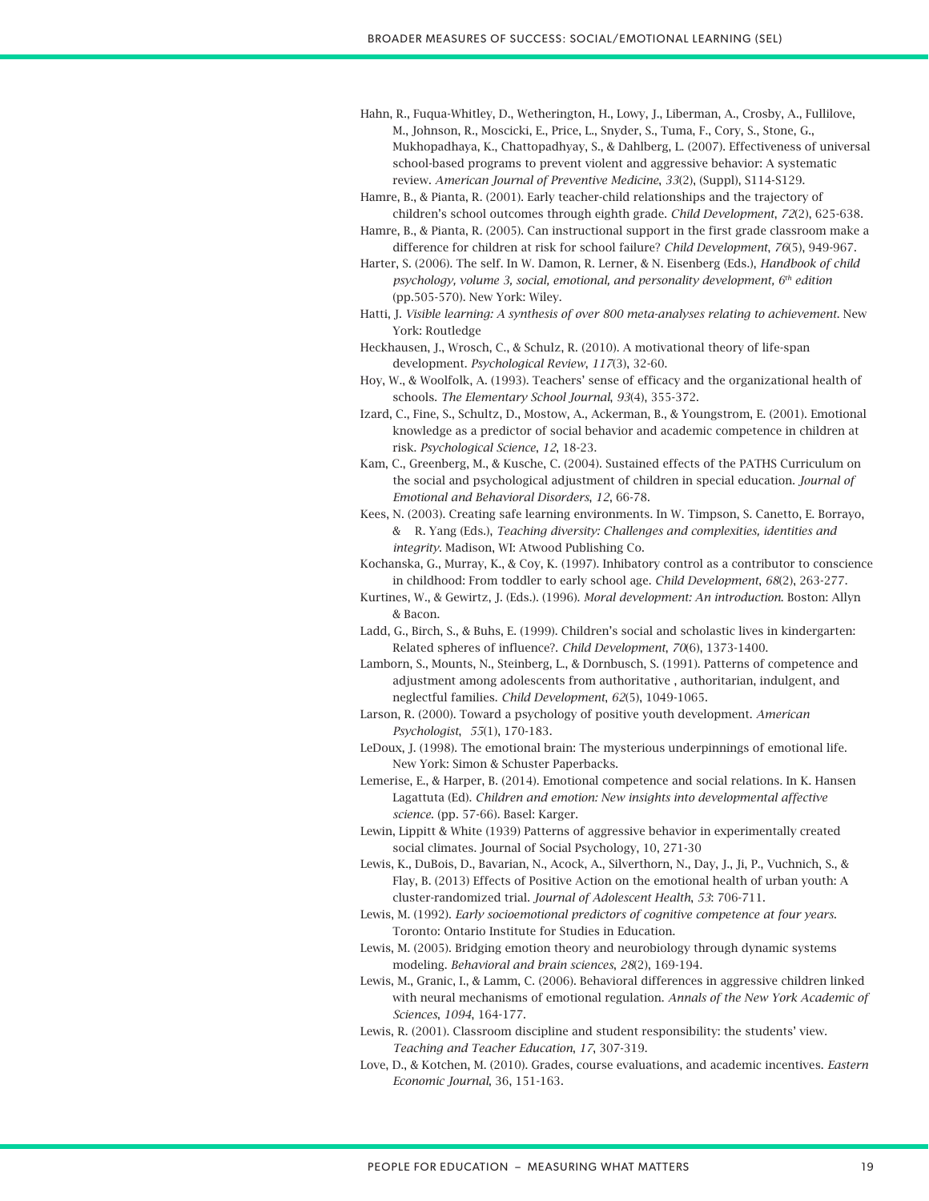Hahn, R., Fuqua-Whitley, D., Wetherington, H., Lowy, J., Liberman, A., Crosby, A., Fullilove, M., Johnson, R., Moscicki, E., Price, L., Snyder, S., Tuma, F., Cory, S., Stone, G., Mukhopadhaya, K., Chattopadhyay, S., & Dahlberg, L. (2007). Effectiveness of universal school-based programs to prevent violent and aggressive behavior: A systematic review. *American Journal of Preventive Medicine*, *33*(2), (Suppl), S114-S129.

Hamre, B., & Pianta, R. (2001). Early teacher-child relationships and the trajectory of children's school outcomes through eighth grade. *Child Development*, *72*(2), 625-638.

Hamre, B., & Pianta, R. (2005). Can instructional support in the first grade classroom make a difference for children at risk for school failure? *Child Development*, *76*(5), 949-967.

Harter, S. (2006). The self. In W. Damon, R. Lerner, & N. Eisenberg (Eds.), *Handbook of child psychology, volume 3, social, emotional, and personality development, 6th edition* (pp.505-570). New York: Wiley.

Hatti, J. *Visible learning: A synthesis of over 800 meta-analyses relating to achievement*. New York: Routledge

Heckhausen, J., Wrosch, C., & Schulz, R. (2010). A motivational theory of life-span development. *Psychological Review*, *117*(3), 32-60.

Hoy, W., & Woolfolk, A. (1993). Teachers' sense of efficacy and the organizational health of schools. *The Elementary School Journal*, *93*(4), 355-372.

Izard, C., Fine, S., Schultz, D., Mostow, A., Ackerman, B., & Youngstrom, E. (2001). Emotional knowledge as a predictor of social behavior and academic competence in children at risk. *Psychological Science*, *12*, 18-23.

Kam, C., Greenberg, M., & Kusche, C. (2004). Sustained effects of the PATHS Curriculum on the social and psychological adjustment of children in special education. *Journal of Emotional and Behavioral Disorders*, *12*, 66-78.

Kees, N. (2003). Creating safe learning environments. In W. Timpson, S. Canetto, E. Borrayo, & R. Yang (Eds.), *Teaching diversity: Challenges and complexities, identities and integrity*. Madison, WI: Atwood Publishing Co.

Kochanska, G., Murray, K., & Coy, K. (1997). Inhibitory control as a contributor to conscience in childhood: From toddler to early school age. *Child Development*, *68*(2), 263-277.

Kurtines, W., & Gewirtz, J. (Eds.). (1996). *Moral development: An introduction*. Boston: Allyn & Bacon.

Ladd, G., Birch, S., & Buhs, E. (1999). Children's social and scholastic lives in kindergarten: Related spheres of influence?. *Child Development*, *70*(6), 1373-1400.

Lamborn, S., Mounts, N., Steinberg, L., & Dornbusch, S. (1991). Patterns of competence and adjustment among adolescents from authoritative , authoritarian, indulgent, and neglectful families. *Child Development*, *62*(5), 1049-1065.

Larson, R. (2000). Toward a psychology of positive youth development. *American Psychologist*, *55*(1), 170-183.

LeDoux, J. (1998). The emotional brain: The mysterious underpinnings of emotional life. New York: Simon & Schuster Paperbacks.

Lemerise, E., & Harper, B. (2014). Emotional competence and social relations. In K. Hansen Lagattuta (Ed). *Children and emotion: New insights into developmental affective science*. (pp. 57-66). Basel: Karger.

Lewin, Lippitt & White (1939) Patterns of aggressive behavior in experimentally created social climates. Journal of Social Psychology, 10, 271-30

Lewis, K., DuBois, D., Bavarian, N., Acock, A., Silverthorn, N., Day, J., Ji, P., Vuchnich, S., & Flay, B. (2013) Effects of Positive Action on the emotional health of urban youth: A cluster-randomized trial. *Journal of Adolescent Health*, *53*: 706-711.

Lewis, M. (1992). *Early socioemotional predictors of cognitive competence at four years*. Toronto: Ontario Institute for Studies in Education.

Lewis, M. (2005). Bridging emotion theory and neurobiology through dynamic systems modeling. *Behavioral and brain sciences*, *28*(2), 169-194.

Lewis, M., Granic, I., & Lamm, C. (2006). Behavioral differences in aggressive children linked with neural mechanisms of emotional regulation. *Annals of the New York Academic of Sciences*, *1094*, 164-177.

Lewis, R. (2001). Classroom discipline and student responsibility: the students' view. *Teaching and Teacher Education*, *17*, 307-319.

Love, D., & Kotchen, M. (2010). Grades, course evaluations, and academic incentives. *Eastern Economic Journal*, 36, 151-163.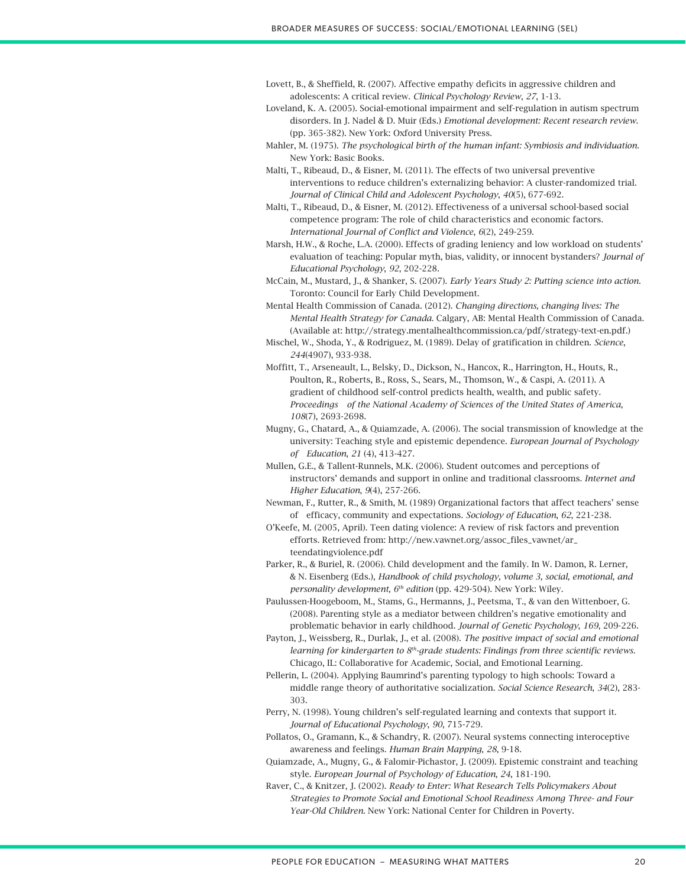Lovett, B., & Sheffield, R. (2007). Affective empathy deficits in aggressive children and adolescents: A critical review. *Clinical Psychology Review*, *27*, 1-13.

Loveland, K. A. (2005). Social-emotional impairment and self-regulation in autism spectrum disorders. In J. Nadel & D. Muir (Eds.) *Emotional development: Recent research review*. (pp. 365-382). New York: Oxford University Press.

Mahler, M. (1975). *The psychological birth of the human infant: Symbiosis and individuation*. New York: Basic Books.

Malti, T., Ribeaud, D., & Eisner, M. (2011). The effects of two universal preventive interventions to reduce children's externalizing behavior: A cluster-randomized trial. *Journal of Clinical Child and Adolescent Psychology*, *40*(5), 677-692.

Malti, T., Ribeaud, D., & Eisner, M. (2012). Effectiveness of a universal school-based social competence program: The role of child characteristics and economic factors. *International Journal of Conflict and Violence*, *6*(2), 249-259.

Marsh, H.W., & Roche, L.A. (2000). Effects of grading leniency and low workload on students' evaluation of teaching: Popular myth, bias, validity, or innocent bystanders? *Journal of Educational Psychology*, *92*, 202-228.

McCain, M., Mustard, J., & Shanker, S. (2007). *Early Years Study 2: Putting science into action*. Toronto: Council for Early Child Development.

Mental Health Commission of Canada. (2012). *Changing directions, changing lives: The Mental Health Strategy for Canada*. Calgary, AB: Mental Health Commission of Canada. (Available at: http://strategy.mentalhealthcommission.ca/pdf/strategy-text-en.pdf.)

Mischel, W., Shoda, Y., & Rodriguez, M. (1989). Delay of gratification in children. *Science*, *244*(4907), 933-938.

Moffitt, T., Arseneault, L., Belsky, D., Dickson, N., Hancox, R., Harrington, H., Houts, R., Poulton, R., Roberts, B., Ross, S., Sears, M., Thomson, W., & Caspi, A. (2011). A gradient of childhood self-control predicts health, wealth, and public safety. *Proceedings of the National Academy of Sciences of the United States of America*, *108*(7), 2693-2698.

Mugny, G., Chatard, A., & Quiamzade, A. (2006). The social transmission of knowledge at the university: Teaching style and epistemic dependence. *European Journal of Psychology of Education*, *21* (4), 413-427.

Mullen, G.E., & Tallent-Runnels, M.K. (2006). Student outcomes and perceptions of instructors' demands and support in online and traditional classrooms. *Internet and Higher Education*, *9*(4), 257-266.

Newman, F., Rutter, R., & Smith, M. (1989) Organizational factors that affect teachers' sense of efficacy, community and expectations. *Sociology of Education*, *62*, 221-238.

O'Keefe, M. (2005, April). Teen dating violence: A review of risk factors and prevention efforts. Retrieved from: http://new.vawnet.org/assoc_files_vawnet/ar_teendatingviolence.pdf

Parker, R., & Buriel, R. (2006). Child development and the family. In W. Damon, R. Lerner, & N. Eisenberg (Eds.), *Handbook of child psychology, volume 3, social, emotional, and personality development, 6th edition* (pp. 429-504). New York: Wiley.

Paulussen-Hoogeboom, M., Stams, G., Hermanns, J., Peetsma, T., & van den Wittenboer, G. (2008). Parenting style as a mediator between children's negative emotionality and problematic behavior in early childhood. *Journal of Genetic Psychology*, *169*, 209-226.

Payton, J., Weissberg, R., Durlak, J., et al. (2008). *The positive impact of social and emotional learning for kindergarten to 8th-grade students: Findings from three scientific reviews*. Chicago, IL: Collaborative for Academic, Social, and Emotional Learning.

Pellerin, L. (2004). Applying Baumrind's parenting typology to high schools: Toward a middle range theory of authoritative socialization. *Social Science Research*, *34*(2), 283-303.

Perry, N. (1998). Young children's self-regulated learning and contexts that support it. *Journal of Educational Psychology*, *90*, 715-729.

Pollatos, O., Gramann, K., & Schandry, R. (2007). Neural systems connecting interoceptive awareness and feelings. *Human Brain Mapping*, *28*, 9-18.

Quiamzade, A., Mugny, G., & Falomir-Pichastor, J. (2009). Epistemic constraint and teaching style. *European Journal of Psychology of Education*, *24*, 181-190.

Raver, C., & Knitzer, J. (2002). *Ready to Enter: What Research Tells Policymakers About Strategies to Promote Social and Emotional School Readiness Among Three- and Four Year-Old Children*. New York: National Center for Children in Poverty.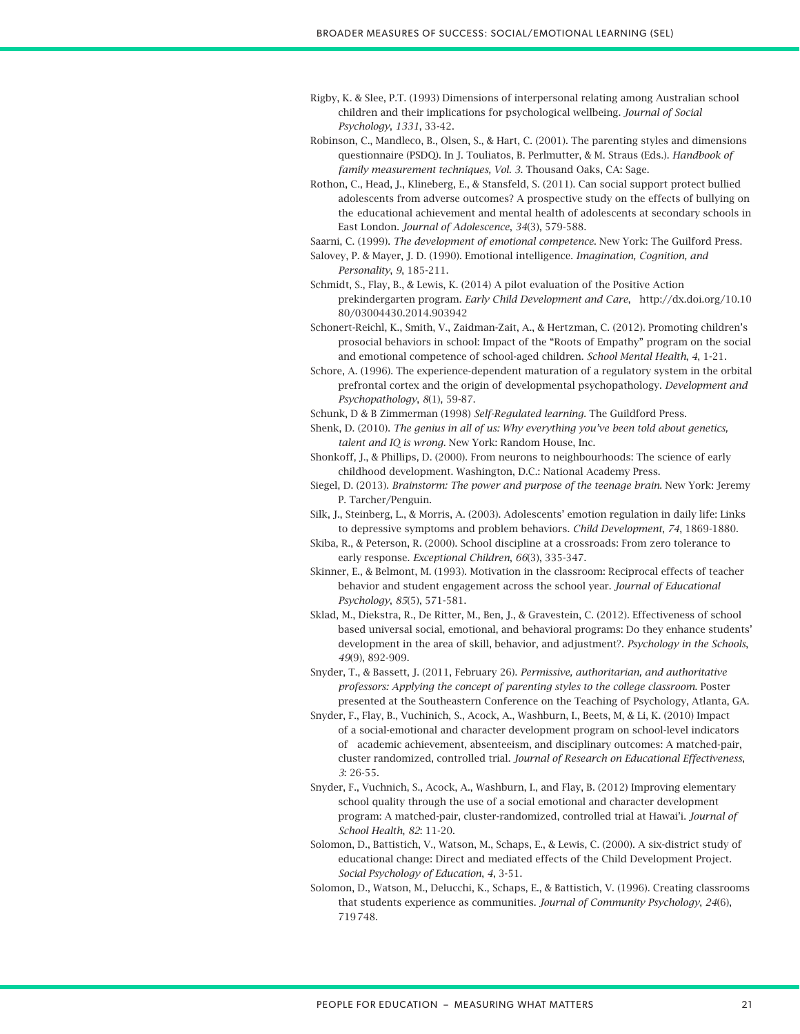Rigby, K. & Slee, P.T. (1993) Dimensions of interpersonal relating among Australian school children and their implications for psychological wellbeing. *Journal of Social Psychology*, *1331*, 33-42.

Robinson, C., Mandleco, B., Olsen, S., & Hart, C. (2001). The parenting styles and dimensions questionnaire (PSDQ). In J. Touliatos, B. Perlmutter, & M. Straus (Eds.). *Handbook of family measurement techniques, Vol. 3.* Thousand Oaks, CA: Sage.

Rothon, C., Head, J., Klineberg, E., & Stansfeld, S. (2011). Can social support protect bullied adolescents from adverse outcomes? A prospective study on the effects of bullying on the educational achievement and mental health of adolescents at secondary schools in East London. *Journal of Adolescence*, *34*(3), 579-588.

Saarni, C. (1999). *The development of emotional competence*. New York: The Guilford Press.

Salovey, P. & Mayer, J. D. (1990). Emotional intelligence. *Imagination, Cognition, and Personality*, *9*, 185-211.

Schmidt, S., Flay, B., & Lewis, K. (2014) A pilot evaluation of the Positive Action prekindergarten program. *Early Child Development and Care*, http://dx.doi.org/10.1080/03004430.2014.903942

Schonert-Reichl, K., Smith, V., Zaidman-Zait, A., & Hertzman, C. (2012). Promoting children's prosocial behaviors in school: Impact of the "Roots of Empathy" program on the social and emotional competence of school-aged children. *School Mental Health*, *4*, 1-21.

Schore, A. (1996). The experience-dependent maturation of a regulatory system in the orbital prefrontal cortex and the origin of developmental psychopathology. *Development and Psychopathology*, *8*(1), 59-87.

Schunk, D & B Zimmerman (1998) *Self-Regulated learning*. The Guildford Press.

Shenk, D. (2010). *The genius in all of us: Why everything you've been told about genetics, talent and IQ is wrong*. New York: Random House, Inc.

Shonkoff, J., & Phillips, D. (2000). From neurons to neighbourhoods: The science of early childhood development. Washington, D.C.: National Academy Press.

Siegel, D. (2013). *Brainstorm: The power and purpose of the teenage brain*. New York: Jeremy P. Tarcher/Penguin.

Silk, J., Steinberg, L., & Morris, A. (2003). Adolescents' emotion regulation in daily life: Links to depressive symptoms and problem behaviors. *Child Development*, *74*, 1869-1880.

Skiba, R., & Peterson, R. (2000). School discipline at a crossroads: From zero tolerance to early response. *Exceptional Children*, *66*(3), 335-347.

Skinner, E., & Belmont, M. (1993). Motivation in the classroom: Reciprocal effects of teacher behavior and student engagement across the school year. *Journal of Educational Psychology*, *85*(5), 571-581.

Sklad, M., Diekstra, R., De Ritter, M., Ben, J., & Gravestein, C. (2012). Effectiveness of school based universal social, emotional, and behavioral programs: Do they enhance students' development in the area of skill, behavior, and adjustment?. *Psychology in the Schools*, *49*(9), 892-909.

Snyder, T., & Bassett, J. (2011, February 26). *Permissive, authoritarian, and authoritative professors: Applying the concept of parenting styles to the college classroom*. Poster presented at the Southeastern Conference on the Teaching of Psychology, Atlanta, GA.

Snyder, F., Flay, B., Vuchinich, S., Acock, A., Washburn, I., Beets, M, & Li, K. (2010) Impact of a social-emotional and character development program on school-level indicators of academic achievement, absenteeism, and disciplinary outcomes: A matched-pair, cluster randomized, controlled trial. *Journal of Research on Educational Effectiveness*, *3*: 26-55.

Snyder, F., Vuchnich, S., Acock, A., Washburn, I., and Flay, B. (2012) Improving elementary school quality through the use of a social emotional and character development program: A matched-pair, cluster-randomized, controlled trial at Hawai'i. *Journal of School Health*, *82*: 11-20.

Solomon, D., Battistich, V., Watson, M., Schaps, E., & Lewis, C. (2000). A six-district study of educational change: Direct and mediated effects of the Child Development Project. *Social Psychology of Education*, *4*, 3-51.

Solomon, D., Watson, M., Delucchi, K., Schaps, E., & Battistich, V. (1996). Creating classrooms that students experience as communities. *Journal of Community Psychology*, *24*(6), 719748.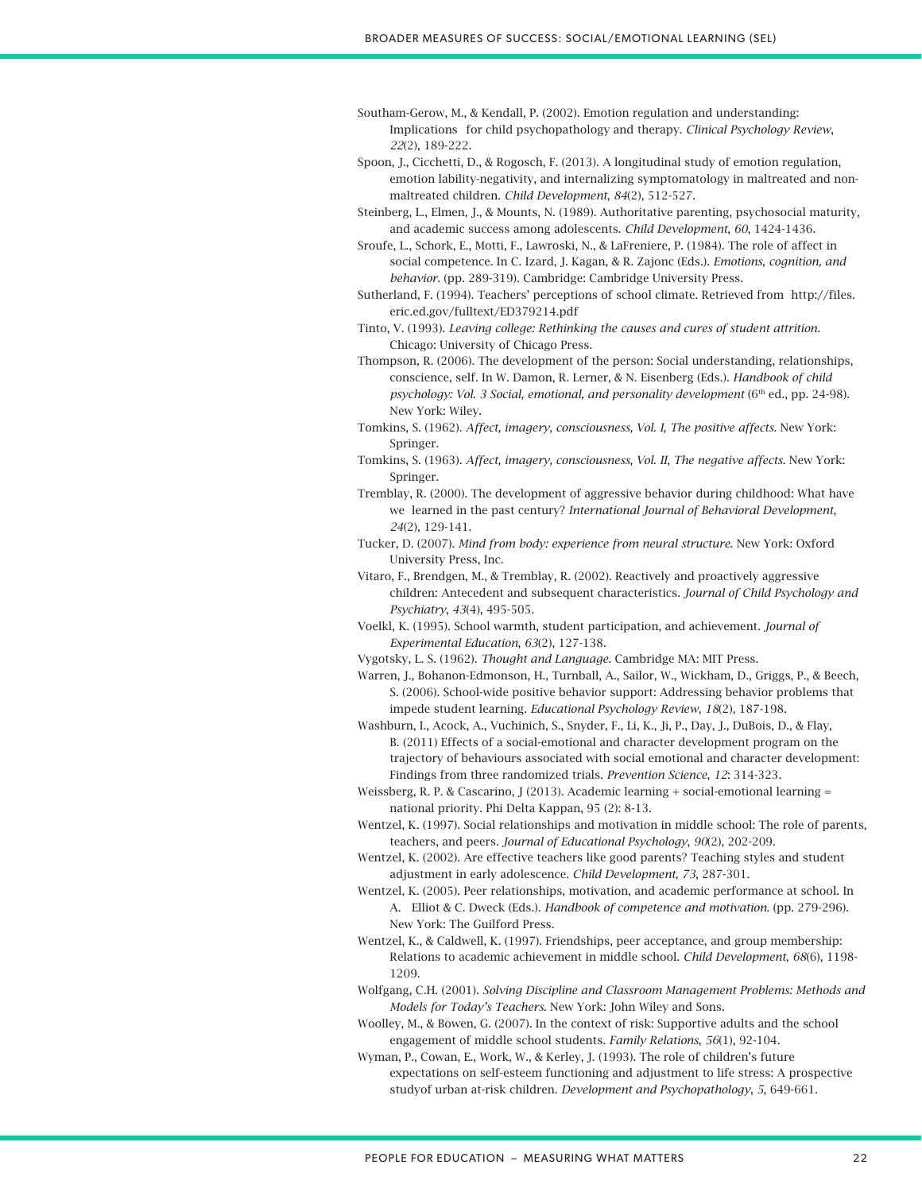Southam-Gerow, M., & Kendall, P. (2002). Emotion regulation and understanding: Implications for child psychopathology and therapy. *Clinical Psychology Review*, *22*(2), 189-222.

Spoon, J., Cicchetti, D., & Rogosch, F. (2013). A longitudinal study of emotion regulation, emotion lability-negativity, and internalizing symptomatology in maltreated and non-maltreated children. *Child Development*, *84*(2), 512-527.

Steinberg, L., Elmen, J., & Mounts, N. (1989). Authoritative parenting, psychosocial maturity, and academic success among adolescents. *Child Development*, *60*, 1424-1436.

Sroufe, L., Schork, E., Motti, F., Lawroski, N., & LaFreniere, P. (1984). The role of affect in social competence. In C. Izard, J. Kagan, & R. Zajonc (Eds.). *Emotions, cognition, and behavior*. (pp. 289-319). Cambridge: Cambridge University Press.

Sutherland, F. (1994). Teachers' perceptions of school climate. Retrieved from http://files.eric.ed.gov/fulltext/ED379214.pdf

Tinto, V. (1993). *Leaving college: Rethinking the causes and cures of student attrition.* Chicago: University of Chicago Press.

Thompson, R. (2006). The development of the person: Social understanding, relationships, conscience, self. In W. Damon, R. Lerner, & N. Eisenberg (Eds.). *Handbook of child psychology: Vol. 3 Social, emotional, and personality development* (6th ed., pp. 24-98). New York: Wiley.

Tomkins, S. (1962). *Affect, imagery, consciousness, Vol. I, The positive affects*. New York: Springer.

Tomkins, S. (1963). *Affect, imagery, consciousness, Vol. II, The negative affects*. New York: Springer.

Tremblay, R. (2000). The development of aggressive behavior during childhood: What have we learned in the past century? *International Journal of Behavioral Development*, *24*(2), 129-141.

Tucker, D. (2007). *Mind from body: experience from neural structure*. New York: Oxford University Press, Inc.

Vitaro, F., Brendgen, M., & Tremblay, R. (2002). Reactively and proactively aggressive children: Antecedent and subsequent characteristics. *Journal of Child Psychology and Psychiatry*, *43*(4), 495-505.

Voelkl, K. (1995). School warmth, student participation, and achievement. *Journal of Experimental Education*, *63*(2), 127-138.

Vygotsky, L. S. (1962). *Thought and Language*. Cambridge MA: MIT Press.

Warren, J., Bohanon-Edmonson, H., Turnball, A., Sailor, W., Wickham, D., Griggs, P., & Beech, S. (2006). School-wide positive behavior support: Addressing behavior problems that impede student learning. *Educational Psychology Review*, *18*(2), 187-198.

Washburn, I., Acock, A., Vuchinich, S., Snyder, F., Li, K., Ji, P., Day, J., DuBois, D., & Flay, B. (2011) Effects of a social-emotional and character development program on the trajectory of behaviours associated with social emotional and character development: Findings from three randomized trials. *Prevention Science*, *12*: 314-323.

Weissberg, R. P. & Cascarino, J (2013). Academic learning + social-emotional learning = national priority. Phi Delta Kappan, 95 (2): 8-13.

Wentzel, K. (1997). Social relationships and motivation in middle school: The role of parents, teachers, and peers. *Journal of Educational Psychology*, *90*(2), 202-209.

Wentzel, K. (2002). Are effective teachers like good parents? Teaching styles and student adjustment in early adolescence. *Child Development*, *73*, 287-301.

Wentzel, K. (2005). Peer relationships, motivation, and academic performance at school. In A. Elliot & C. Dweck (Eds.). *Handbook of competence and motivation*. (pp. 279-296). New York: The Guilford Press.

Wentzel, K., & Caldwell, K. (1997). Friendships, peer acceptance, and group membership: Relations to academic achievement in middle school. *Child Development*, *68*(6), 1198-1209.

Wolfgang, C.H. (2001). *Solving Discipline and Classroom Management Problems: Methods and Models for Today's Teachers*. New York: John Wiley and Sons.

Woolley, M., & Bowen, G. (2007). In the context of risk: Supportive adults and the school engagement of middle school students. *Family Relations*, *56*(1), 92-104.

Wyman, P., Cowan, E., Work, W., & Kerley, J. (1993). The role of children's future expectations on self-esteem functioning and adjustment to life stress: A prospective studyof urban at-risk children. *Development and Psychopathology*, *5*, 649-661.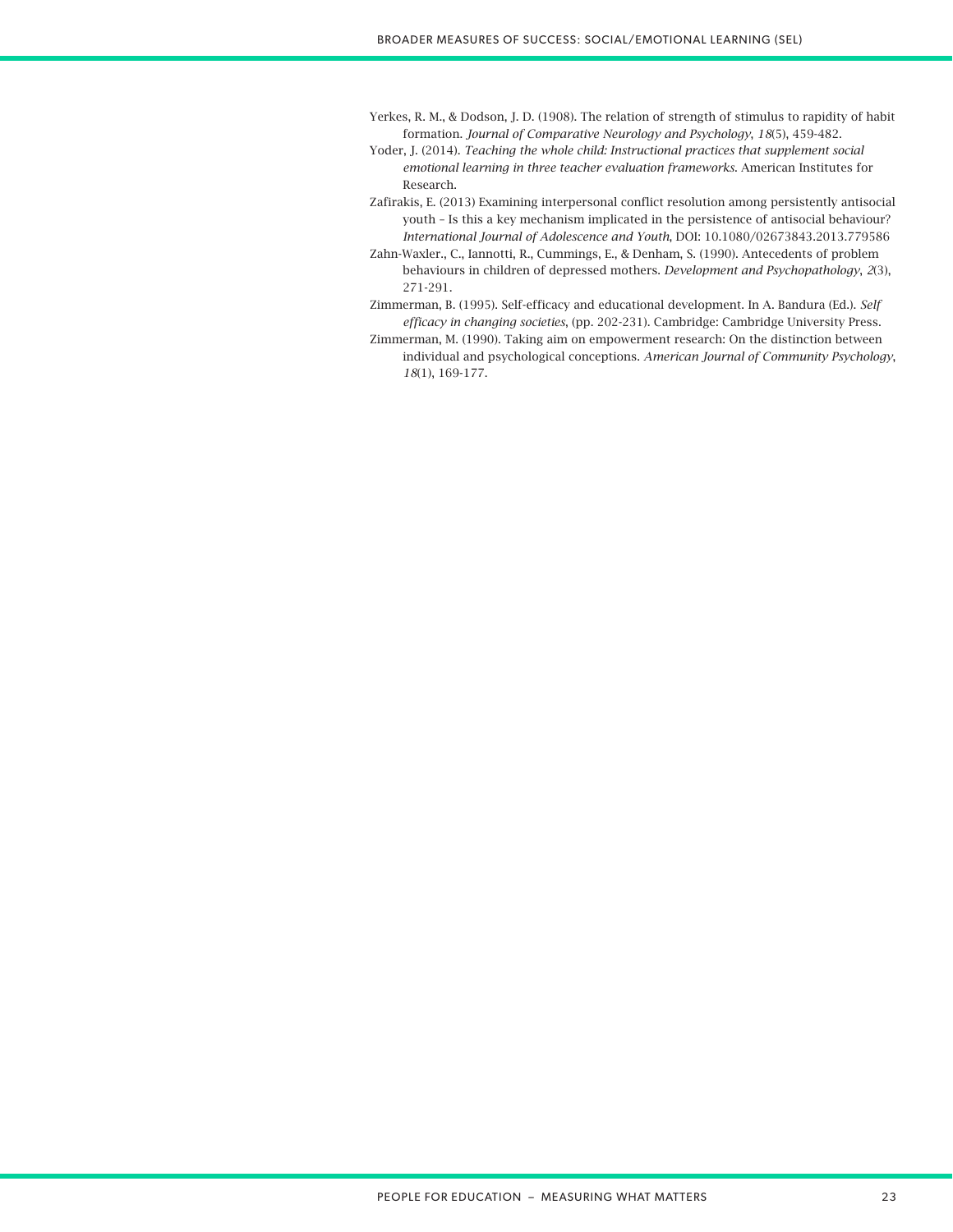Yerkes, R. M., & Dodson, J. D. (1908). The relation of strength of stimulus to rapidity of habit formation. *Journal of Comparative Neurology and Psychology*, *18*(5), 459-482.

Yoder, J. (2014). *Teaching the whole child: Instructional practices that supplement social emotional learning in three teacher evaluation frameworks*. American Institutes for Research.

Zafirakis, E. (2013) Examining interpersonal conflict resolution among persistently antisocial youth – Is this a key mechanism implicated in the persistence of antisocial behaviour? *International Journal of Adolescence and Youth*, DOI: 10.1080/02673843.2013.779586

Zahn-Waxler., C., Iannotti, R., Cummings, E., & Denham, S. (1990). Antecedents of problem behaviours in children of depressed mothers. *Development and Psychopathology*, *2*(3), 271-291.

Zimmerman, B. (1995). Self-efficacy and educational development. In A. Bandura (Ed.). *Self efficacy in changing societies*, (pp. 202-231). Cambridge: Cambridge University Press.

Zimmerman, M. (1990). Taking aim on empowerment research: On the distinction between individual and psychological conceptions. *American Journal of Community Psychology*, *18*(1), 169-177.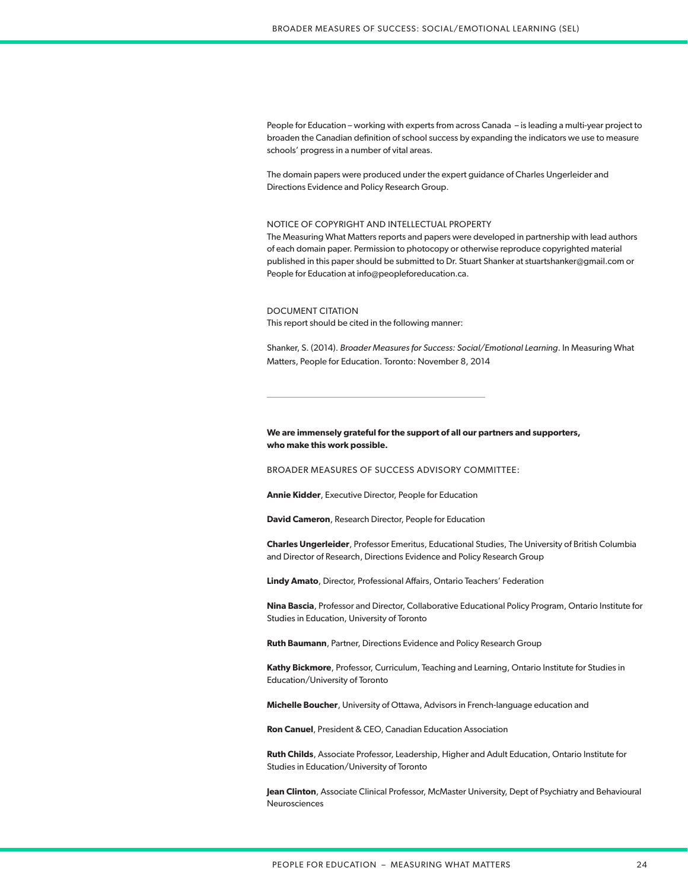People for Education – working with experts from across Canada – is leading a multi-year project to broaden the Canadian definition of school success by expanding the indicators we use to measure schools' progress in a number of vital areas.

The domain papers were produced under the expert guidance of Charles Ungerleider and Directions Evidence and Policy Research Group.

NOTICE OF COPYRIGHT AND INTELLECTUAL PROPERTY

The Measuring What Matters reports and papers were developed in partnership with lead authors of each domain paper. Permission to photocopy or otherwise reproduce copyrighted material published in this paper should be submitted to Dr. Stuart Shanker at stuartshanker@gmail.com or People for Education at info@peopleforeducation.ca.

DOCUMENT CITATION

This report should be cited in the following manner:

Shanker, S. (2014). *Broader Measures for Success: Social/Emotional Learning*. In Measuring What Matters, People for Education. Toronto: November 8, 2014

---

**We are immensely grateful for the support of all our partners and supporters, who make this work possible.**

BROADER MEASURES OF SUCCESS ADVISORY COMMITTEE:

**Annie Kidder**, Executive Director, People for Education

**David Cameron**, Research Director, People for Education

**Charles Ungerleider**, Professor Emeritus, Educational Studies, The University of British Columbia and Director of Research, Directions Evidence and Policy Research Group

**Lindy Amato**, Director, Professional Affairs, Ontario Teachers' Federation

**Nina Bascia**, Professor and Director, Collaborative Educational Policy Program, Ontario Institute for Studies in Education, University of Toronto

**Ruth Baumann**, Partner, Directions Evidence and Policy Research Group

**Kathy Bickmore**, Professor, Curriculum, Teaching and Learning, Ontario Institute for Studies in Education/University of Toronto

**Michelle Boucher**, University of Ottawa, Advisors in French-language education and

**Ron Canuel**, President & CEO, Canadian Education Association

**Ruth Childs**, Associate Professor, Leadership, Higher and Adult Education, Ontario Institute for Studies in Education/University of Toronto

**Jean Clinton**, Associate Clinical Professor, McMaster University, Dept of Psychiatry and Behavioural Neurosciences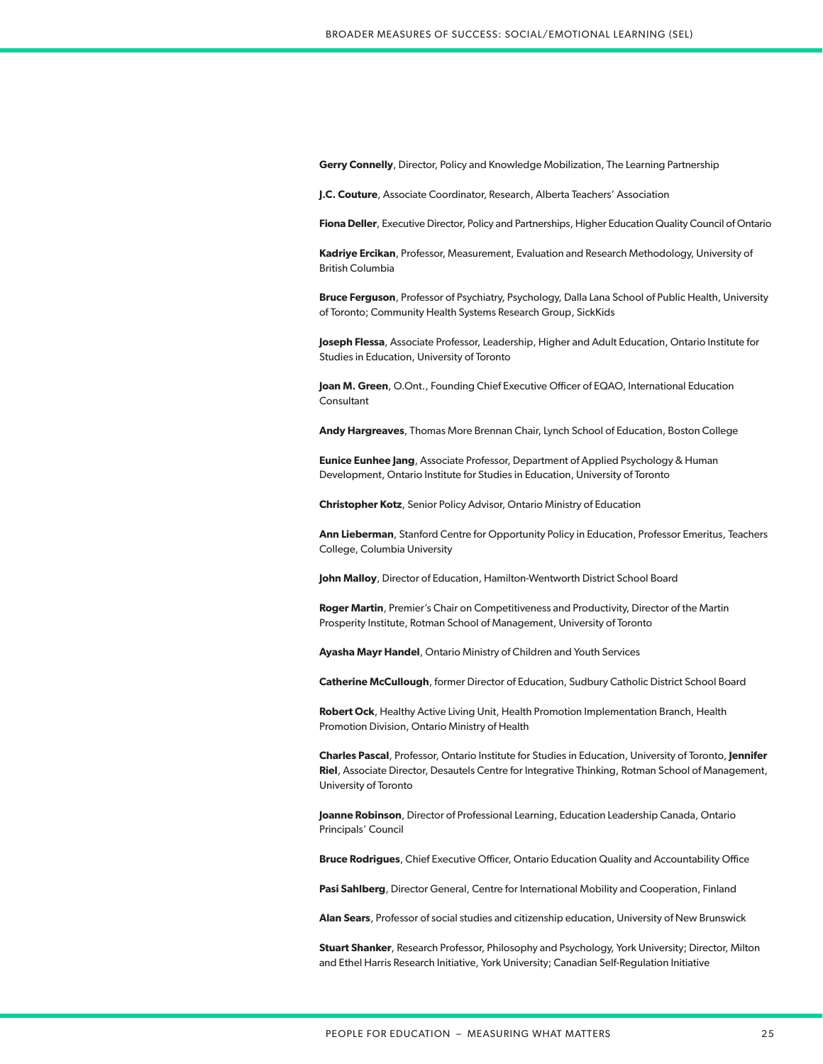**Gerry Connelly**, Director, Policy and Knowledge Mobilization, The Learning Partnership

**J.C. Couture**, Associate Coordinator, Research, Alberta Teachers' Association

**Fiona Deller**, Executive Director, Policy and Partnerships, Higher Education Quality Council of Ontario

**Kadriye Ercikan**, Professor, Measurement, Evaluation and Research Methodology, University of British Columbia

**Bruce Ferguson**, Professor of Psychiatry, Psychology, Dalla Lana School of Public Health, University of Toronto; Community Health Systems Research Group, SickKids

**Joseph Flessa**, Associate Professor, Leadership, Higher and Adult Education, Ontario Institute for Studies in Education, University of Toronto

**Joan M. Green**, O.Ont., Founding Chief Executive Officer of EQAO, International Education Consultant

**Andy Hargreaves**, Thomas More Brennan Chair, Lynch School of Education, Boston College

**Eunice Eunhee Jang**, Associate Professor, Department of Applied Psychology & Human Development, Ontario Institute for Studies in Education, University of Toronto

**Christopher Kotz**, Senior Policy Advisor, Ontario Ministry of Education

**Ann Lieberman**, Stanford Centre for Opportunity Policy in Education, Professor Emeritus, Teachers College, Columbia University

**John Malloy**, Director of Education, Hamilton-Wentworth District School Board

**Roger Martin**, Premier's Chair on Competitiveness and Productivity, Director of the Martin Prosperity Institute, Rotman School of Management, University of Toronto

**Ayasha Mayr Handel**, Ontario Ministry of Children and Youth Services

**Catherine McCullough**, former Director of Education, Sudbury Catholic District School Board

**Robert Ock**, Healthy Active Living Unit, Health Promotion Implementation Branch, Health Promotion Division, Ontario Ministry of Health

**Charles Pascal**, Professor, Ontario Institute for Studies in Education, University of Toronto, **Jennifer Riel**, Associate Director, Desautels Centre for Integrative Thinking, Rotman School of Management, University of Toronto

**Joanne Robinson**, Director of Professional Learning, Education Leadership Canada, Ontario Principals' Council

**Bruce Rodrigues**, Chief Executive Officer, Ontario Education Quality and Accountability Office

**Pasi Sahlberg**, Director General, Centre for International Mobility and Cooperation, Finland

**Alan Sears**, Professor of social studies and citizenship education, University of New Brunswick

**Stuart Shanker**, Research Professor, Philosophy and Psychology, York University; Director, Milton and Ethel Harris Research Initiative, York University; Canadian Self-Regulation Initiative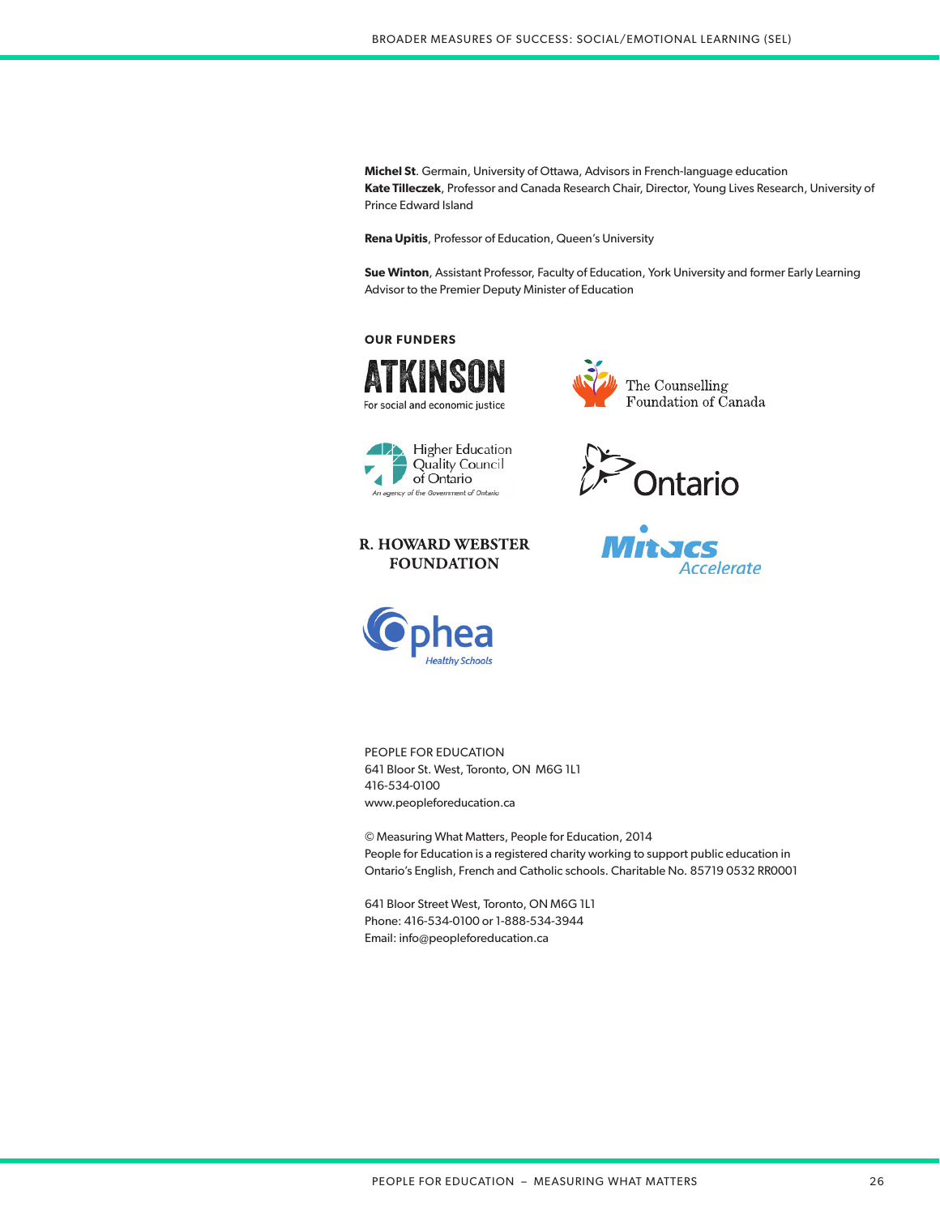**Michel St**. Germain, University of Ottawa, Advisors in French-language education
**Kate Tilleczek**, Professor and Canada Research Chair, Director, Young Lives Research, University of Prince Edward Island

**Rena Upitis**, Professor of Education, Queen's University

**Sue Winton**, Assistant Professor, Faculty of Education, York University and former Early Learning Advisor to the Premier Deputy Minister of Education

## OUR FUNDERS

ATKINSON
For social and economic justice

The Counselling Foundation of Canada

Higher Education Quality Council of Ontario
An agency of the Government of Ontario

Ontario

R. HOWARD WEBSTER FOUNDATION

Mitacs Accelerate

ophea
Healthy Schools

PEOPLE FOR EDUCATION
641 Bloor St. West, Toronto, ON M6G 1L1
416-534-0100
www.peopleforeducation.ca

© Measuring What Matters, People for Education, 2014
People for Education is a registered charity working to support public education in Ontario's English, French and Catholic schools. Charitable No. 85719 0532 RR0001

641 Bloor Street West, Toronto, ON M6G 1L1
Phone: 416-534-0100 or 1-888-534-3944
Email: info@peopleforeducation.ca